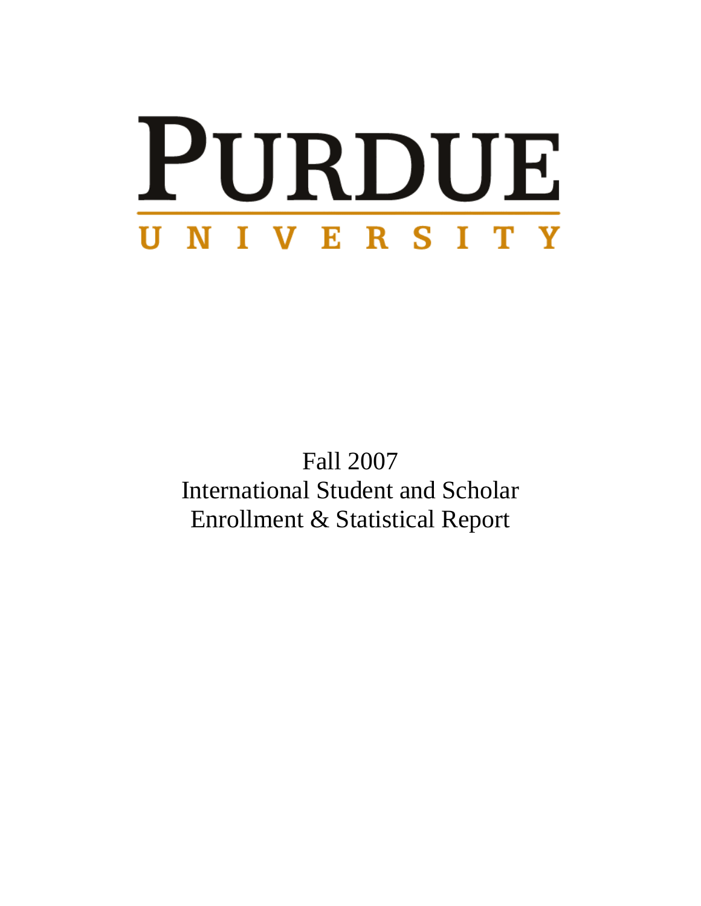# PURDUE

## UNIVERSITY

Fall 2007

International Student and Scholar

Enrollment & Statistical Report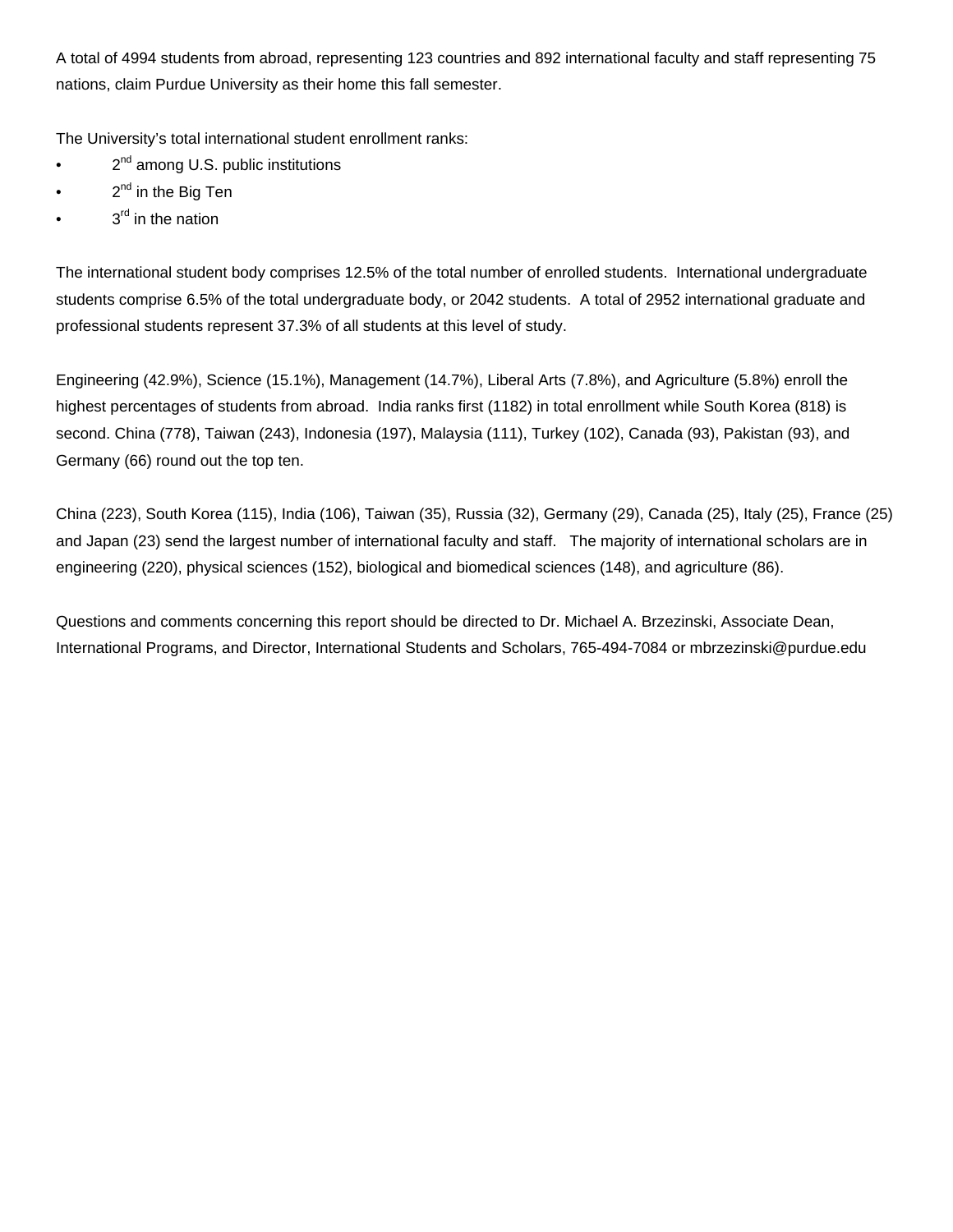A total of 4994 students from abroad, representing 123 countries and 892 international faculty and staff representing 75 nations, claim Purdue University as their home this fall semester.

The University's total international student enrollment ranks:

- 2nd among U.S. public institutions
- 2nd in the Big Ten
- 3rd in the nation

The international student body comprises 12.5% of the total number of enrolled students. International undergraduate students comprise 6.5% of the total undergraduate body, or 2042 students. A total of 2952 international graduate and professional students represent 37.3% of all students at this level of study.

Engineering (42.9%), Science (15.1%), Management (14.7%), Liberal Arts (7.8%), and Agriculture (5.8%) enroll the highest percentages of students from abroad. India ranks first (1182) in total enrollment while South Korea (818) is second. China (778), Taiwan (243), Indonesia (197), Malaysia (111), Turkey (102), Canada (93), Pakistan (93), and Germany (66) round out the top ten.

China (223), South Korea (115), India (106), Taiwan (35), Russia (32), Germany (29), Canada (25), Italy (25), France (25) and Japan (23) send the largest number of international faculty and staff. The majority of international scholars are in engineering (220), physical sciences (152), biological and biomedical sciences (148), and agriculture (86).

Questions and comments concerning this report should be directed to Dr. Michael A. Brzezinski, Associate Dean, International Programs, and Director, International Students and Scholars, 765-494-7084 or mbrzezinski@purdue.edu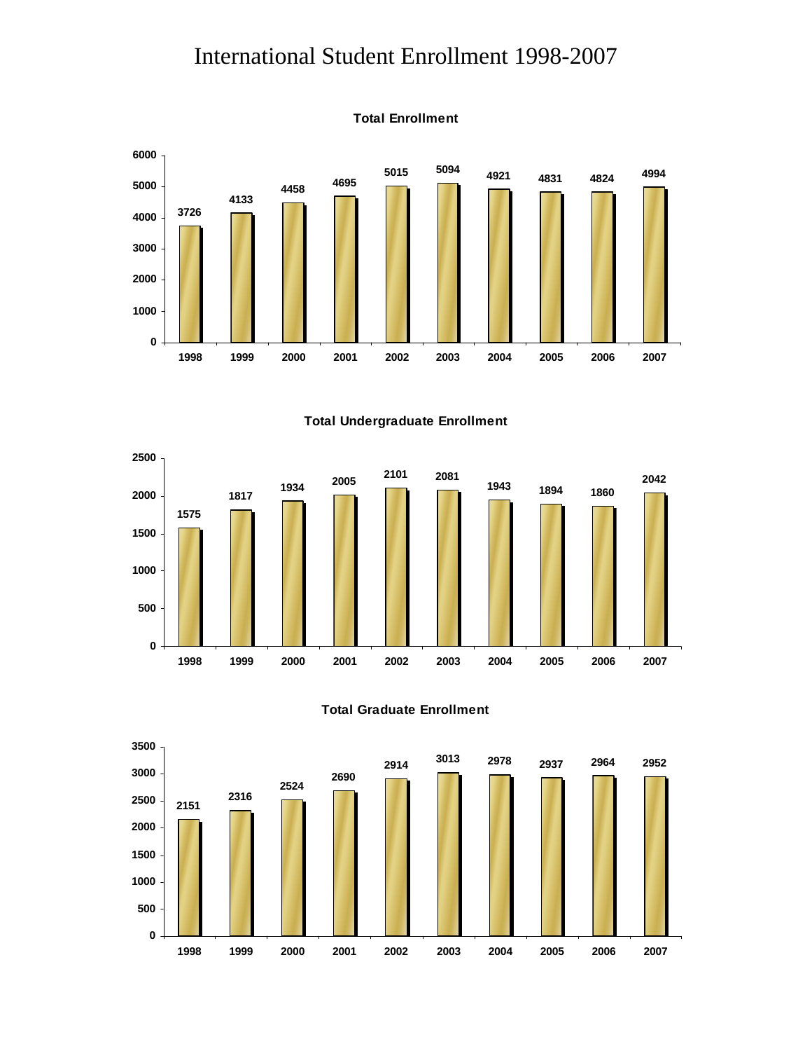# International Student Enrollment 1998-2007

**Total Enrollment**

| Year | Enrollment |
|---|---|
| 1998 | 3726 |
| 1999 | 4133 |
| 2000 | 4458 |
| 2001 | 4695 |
| 2002 | 5015 |
| 2003 | 5094 |
| 2004 | 4921 |
| 2005 | 4831 |
| 2006 | 4824 |
| 2007 | 4994 |

**Total Undergraduate Enrollment**

| Year | Enrollment |
|---|---|
| 1998 | 1575 |
| 1999 | 1817 |
| 2000 | 1934 |
| 2001 | 2005 |
| 2002 | 2101 |
| 2003 | 2081 |
| 2004 | 1943 |
| 2005 | 1894 |
| 2006 | 1860 |
| 2007 | 2042 |

**Total Graduate Enrollment**

| Year | Enrollment |
|---|---|
| 1998 | 2151 |
| 1999 | 2316 |
| 2000 | 2524 |
| 2001 | 2690 |
| 2002 | 2914 |
| 2003 | 3013 |
| 2004 | 2978 |
| 2005 | 2937 |
| 2006 | 2964 |
| 2007 | 2952 |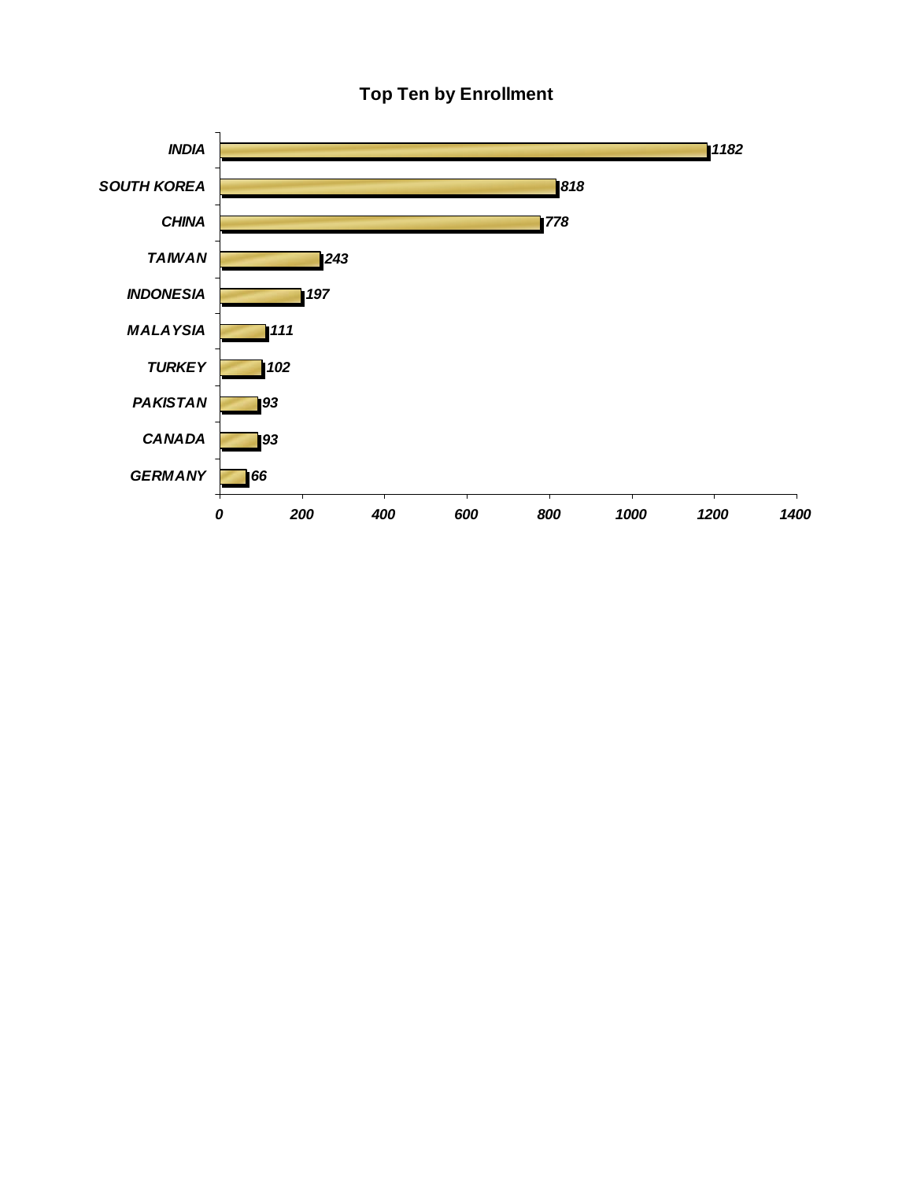## Top Ten by Enrollment

| Country | Enrollment |
|---|---|
| INDIA | 1182 |
| SOUTH KOREA | 818 |
| CHINA | 778 |
| TAIWAN | 243 |
| INDONESIA | 197 |
| MALAYSIA | 111 |
| TURKEY | 102 |
| PAKISTAN | 93 |
| CANADA | 93 |
| GERMANY | 66 |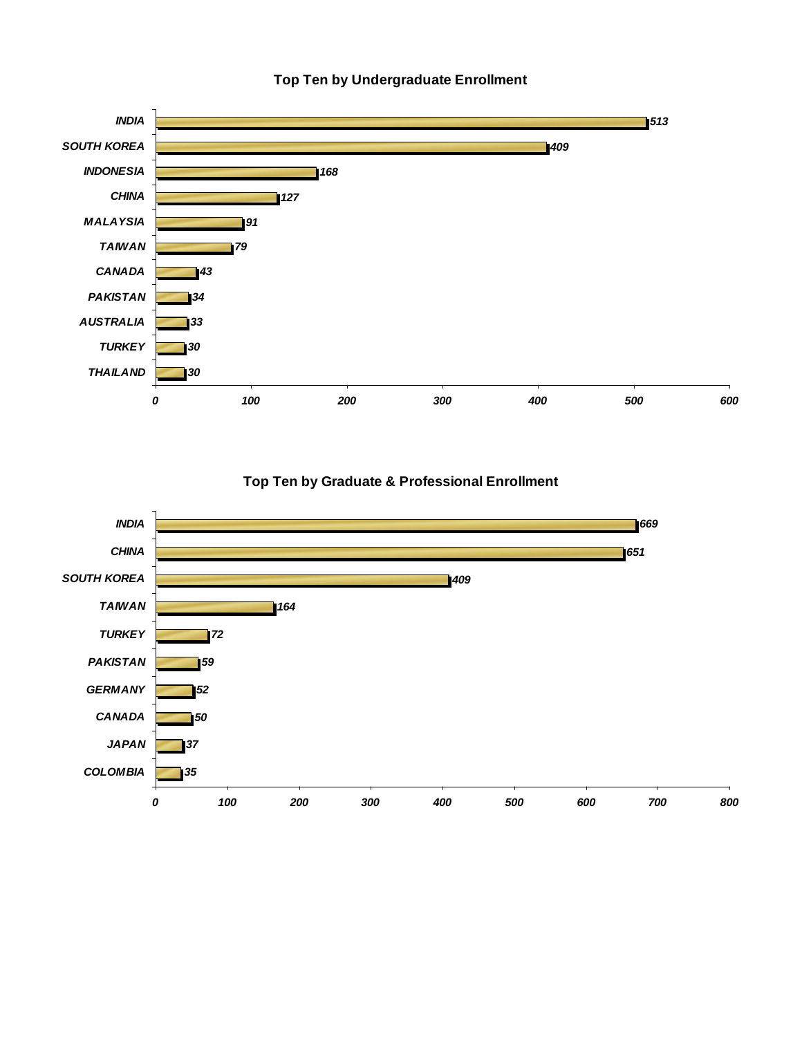## Top Ten by Undergraduate Enrollment

| Country | Enrollment |
|---|---|
| INDIA | 513 |
| SOUTH KOREA | 409 |
| INDONESIA | 168 |
| CHINA | 127 |
| MALAYSIA | 91 |
| TAIWAN | 79 |
| CANADA | 43 |
| PAKISTAN | 34 |
| AUSTRALIA | 33 |
| TURKEY | 30 |
| THAILAND | 30 |

## Top Ten by Graduate & Professional Enrollment

| Country | Enrollment |
|---|---|
| INDIA | 669 |
| CHINA | 651 |
| SOUTH KOREA | 409 |
| TAIWAN | 164 |
| TURKEY | 72 |
| PAKISTAN | 59 |
| GERMANY | 52 |
| CANADA | 50 |
| JAPAN | 37 |
| COLOMBIA | 35 |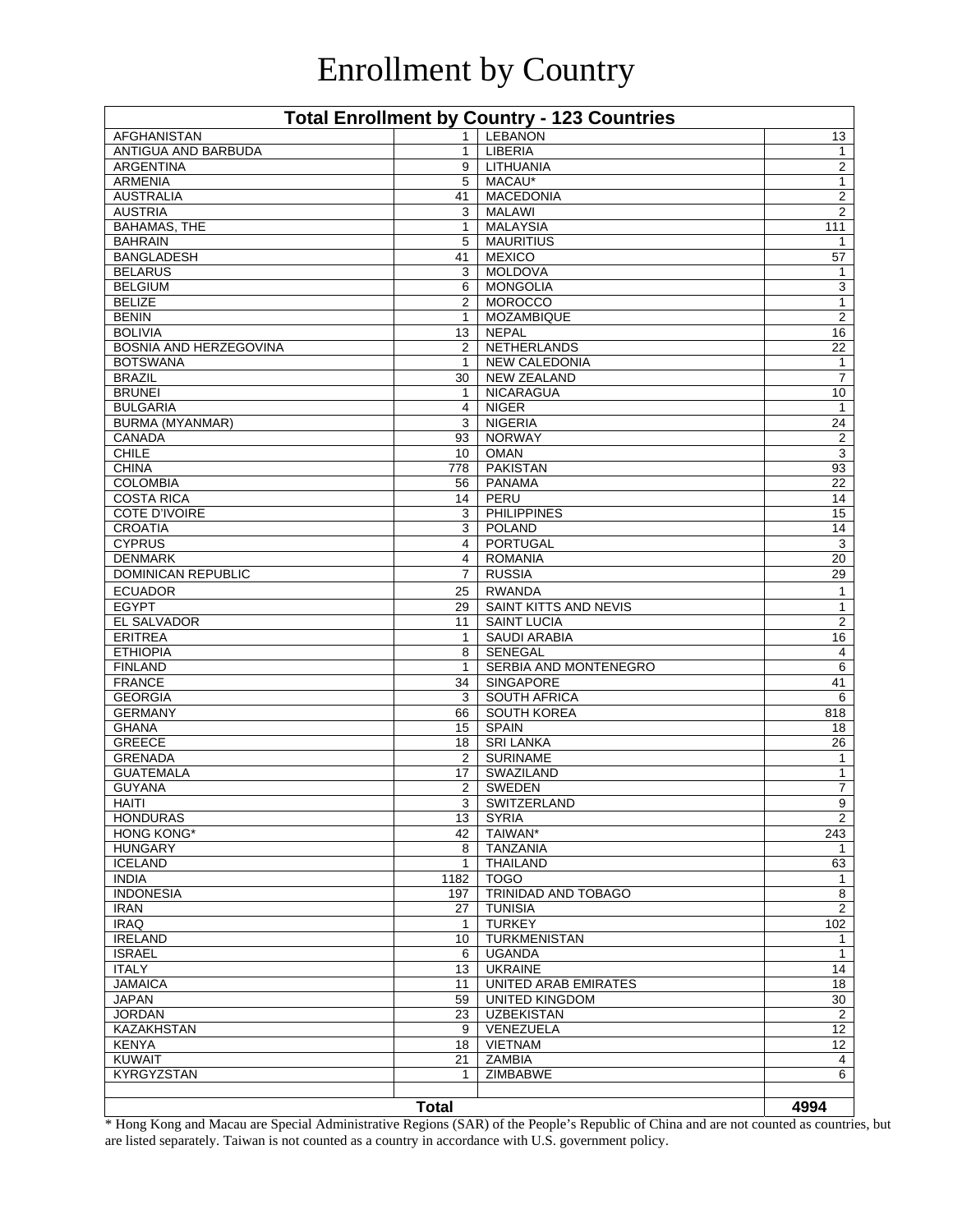# Enrollment by Country

| Total Enrollment by Country - 123 Countries | | | |
|---|---|---|---|
| AFGHANISTAN | 1 | LEBANON | 13 |
| ANTIGUA AND BARBUDA | 1 | LIBERIA | 1 |
| ARGENTINA | 9 | LITHUANIA | 2 |
| ARMENIA | 5 | MACAU* | 1 |
| AUSTRALIA | 41 | MACEDONIA | 2 |
| AUSTRIA | 3 | MALAWI | 2 |
| BAHAMAS, THE | 1 | MALAYSIA | 111 |
| BAHRAIN | 5 | MAURITIUS | 1 |
| BANGLADESH | 41 | MEXICO | 57 |
| BELARUS | 3 | MOLDOVA | 1 |
| BELGIUM | 6 | MONGOLIA | 3 |
| BELIZE | 2 | MOROCCO | 1 |
| BENIN | 1 | MOZAMBIQUE | 2 |
| BOLIVIA | 13 | NEPAL | 16 |
| BOSNIA AND HERZEGOVINA | 2 | NETHERLANDS | 22 |
| BOTSWANA | 1 | NEW CALEDONIA | 1 |
| BRAZIL | 30 | NEW ZEALAND | 7 |
| BRUNEI | 1 | NICARAGUA | 10 |
| BULGARIA | 4 | NIGER | 1 |
| BURMA (MYANMAR) | 3 | NIGERIA | 24 |
| CANADA | 93 | NORWAY | 2 |
| CHILE | 10 | OMAN | 3 |
| CHINA | 778 | PAKISTAN | 93 |
| COLOMBIA | 56 | PANAMA | 22 |
| COSTA RICA | 14 | PERU | 14 |
| COTE D'IVOIRE | 3 | PHILIPPINES | 15 |
| CROATIA | 3 | POLAND | 14 |
| CYPRUS | 4 | PORTUGAL | 3 |
| DENMARK | 4 | ROMANIA | 20 |
| DOMINICAN REPUBLIC | 7 | RUSSIA | 29 |
| ECUADOR | 25 | RWANDA | 1 |
| EGYPT | 29 | SAINT KITTS AND NEVIS | 1 |
| EL SALVADOR | 11 | SAINT LUCIA | 2 |
| ERITREA | 1 | SAUDI ARABIA | 16 |
| ETHIOPIA | 8 | SENEGAL | 4 |
| FINLAND | 1 | SERBIA AND MONTENEGRO | 6 |
| FRANCE | 34 | SINGAPORE | 41 |
| GEORGIA | 3 | SOUTH AFRICA | 6 |
| GERMANY | 66 | SOUTH KOREA | 818 |
| GHANA | 15 | SPAIN | 18 |
| GREECE | 18 | SRI LANKA | 26 |
| GRENADA | 2 | SURINAME | 1 |
| GUATEMALA | 17 | SWAZILAND | 1 |
| GUYANA | 2 | SWEDEN | 7 |
| HAITI | 3 | SWITZERLAND | 9 |
| HONDURAS | 13 | SYRIA | 2 |
| HONG KONG* | 42 | TAIWAN* | 243 |
| HUNGARY | 8 | TANZANIA | 1 |
| ICELAND | 1 | THAILAND | 63 |
| INDIA | 1182 | TOGO | 1 |
| INDONESIA | 197 | TRINIDAD AND TOBAGO | 8 |
| IRAN | 27 | TUNISIA | 2 |
| IRAQ | 1 | TURKEY | 102 |
| IRELAND | 10 | TURKMENISTAN | 1 |
| ISRAEL | 6 | UGANDA | 1 |
| ITALY | 13 | UKRAINE | 14 |
| JAMAICA | 11 | UNITED ARAB EMIRATES | 18 |
| JAPAN | 59 | UNITED KINGDOM | 30 |
| JORDAN | 23 | UZBEKISTAN | 2 |
| KAZAKHSTAN | 9 | VENEZUELA | 12 |
| KENYA | 18 | VIETNAM | 12 |
| KUWAIT | 21 | ZAMBIA | 4 |
| KYRGYZSTAN | 1 | ZIMBABWE | 6 |
| | | | |
| | **Total** | | **4994** |

\* Hong Kong and Macau are Special Administrative Regions (SAR) of the People's Republic of China and are not counted as countries, but are listed separately. Taiwan is not counted as a country in accordance with U.S. government policy.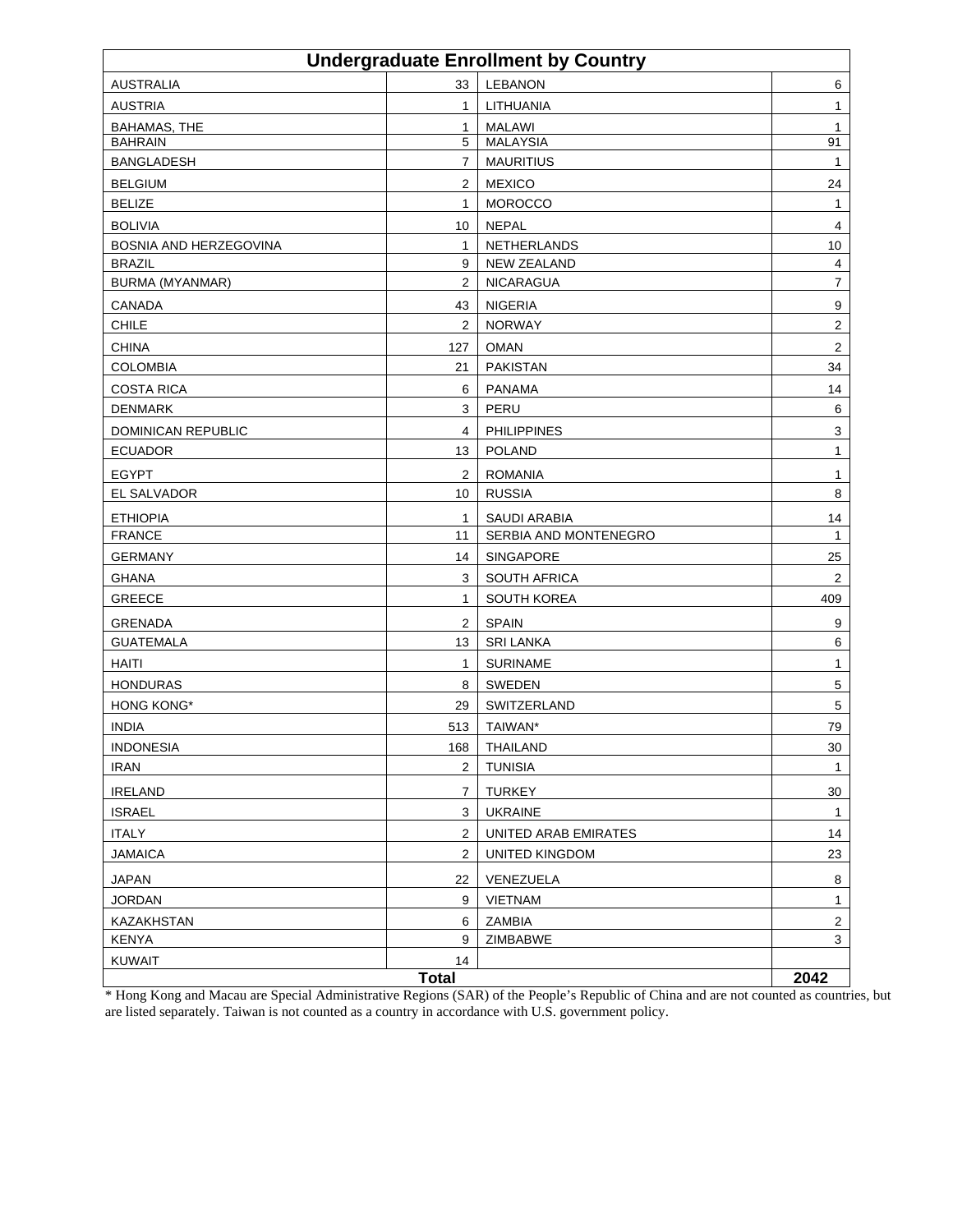## Undergraduate Enrollment by Country

| Country | Count | Country | Count |
|---|---|---|---|
| AUSTRALIA | 33 | LEBANON | 6 |
| AUSTRIA | 1 | LITHUANIA | 1 |
| BAHAMAS, THE | 1 | MALAWI | 1 |
| BAHRAIN | 5 | MALAYSIA | 91 |
| BANGLADESH | 7 | MAURITIUS | 1 |
| BELGIUM | 2 | MEXICO | 24 |
| BELIZE | 1 | MOROCCO | 1 |
| BOLIVIA | 10 | NEPAL | 4 |
| BOSNIA AND HERZEGOVINA | 1 | NETHERLANDS | 10 |
| BRAZIL | 9 | NEW ZEALAND | 4 |
| BURMA (MYANMAR) | 2 | NICARAGUA | 7 |
| CANADA | 43 | NIGERIA | 9 |
| CHILE | 2 | NORWAY | 2 |
| CHINA | 127 | OMAN | 2 |
| COLOMBIA | 21 | PAKISTAN | 34 |
| COSTA RICA | 6 | PANAMA | 14 |
| DENMARK | 3 | PERU | 6 |
| DOMINICAN REPUBLIC | 4 | PHILIPPINES | 3 |
| ECUADOR | 13 | POLAND | 1 |
| EGYPT | 2 | ROMANIA | 1 |
| EL SALVADOR | 10 | RUSSIA | 8 |
| ETHIOPIA | 1 | SAUDI ARABIA | 14 |
| FRANCE | 11 | SERBIA AND MONTENEGRO | 1 |
| GERMANY | 14 | SINGAPORE | 25 |
| GHANA | 3 | SOUTH AFRICA | 2 |
| GREECE | 1 | SOUTH KOREA | 409 |
| GRENADA | 2 | SPAIN | 9 |
| GUATEMALA | 13 | SRI LANKA | 6 |
| HAITI | 1 | SURINAME | 1 |
| HONDURAS | 8 | SWEDEN | 5 |
| HONG KONG* | 29 | SWITZERLAND | 5 |
| INDIA | 513 | TAIWAN* | 79 |
| INDONESIA | 168 | THAILAND | 30 |
| IRAN | 2 | TUNISIA | 1 |
| IRELAND | 7 | TURKEY | 30 |
| ISRAEL | 3 | UKRAINE | 1 |
| ITALY | 2 | UNITED ARAB EMIRATES | 14 |
| JAMAICA | 2 | UNITED KINGDOM | 23 |
| JAPAN | 22 | VENEZUELA | 8 |
| JORDAN | 9 | VIETNAM | 1 |
| KAZAKHSTAN | 6 | ZAMBIA | 2 |
| KENYA | 9 | ZIMBABWE | 3 |
| KUWAIT | 14 | | |
| **Total** | | | **2042** |

* Hong Kong and Macau are Special Administrative Regions (SAR) of the People's Republic of China and are not counted as countries, but are listed separately. Taiwan is not counted as a country in accordance with U.S. government policy.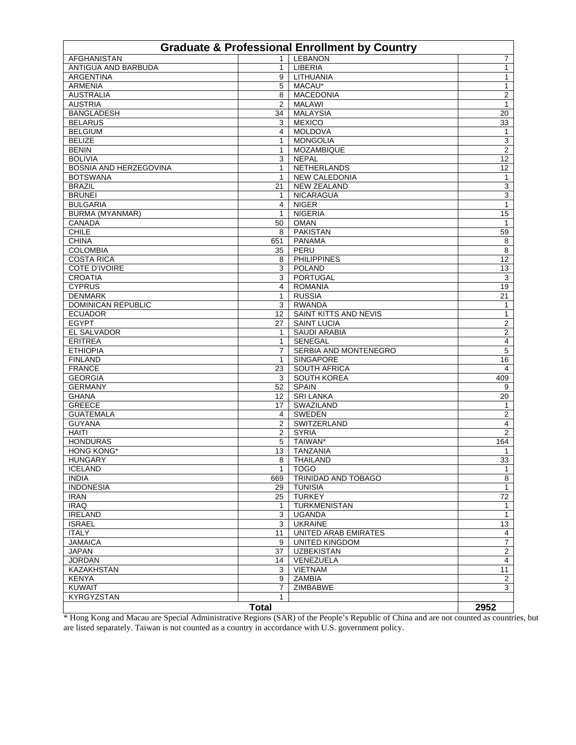## Graduate & Professional Enrollment by Country

| Country | Count | Country | Count |
|---|---|---|---|
| AFGHANISTAN | 1 | LEBANON | 7 |
| ANTIGUA AND BARBUDA | 1 | LIBERIA | 1 |
| ARGENTINA | 9 | LITHUANIA | 1 |
| ARMENIA | 5 | MACAU* | 1 |
| AUSTRALIA | 8 | MACEDONIA | 2 |
| AUSTRIA | 2 | MALAWI | 1 |
| BANGLADESH | 34 | MALAYSIA | 20 |
| BELARUS | 3 | MEXICO | 33 |
| BELGIUM | 4 | MOLDOVA | 1 |
| BELIZE | 1 | MONGOLIA | 3 |
| BENIN | 1 | MOZAMBIQUE | 2 |
| BOLIVIA | 3 | NEPAL | 12 |
| BOSNIA AND HERZEGOVINA | 1 | NETHERLANDS | 12 |
| BOTSWANA | 1 | NEW CALEDONIA | 1 |
| BRAZIL | 21 | NEW ZEALAND | 3 |
| BRUNEI | 1 | NICARAGUA | 3 |
| BULGARIA | 4 | NIGER | 1 |
| BURMA (MYANMAR) | 1 | NIGERIA | 15 |
| CANADA | 50 | OMAN | 1 |
| CHILE | 8 | PAKISTAN | 59 |
| CHINA | 651 | PANAMA | 8 |
| COLOMBIA | 35 | PERU | 8 |
| COSTA RICA | 8 | PHILIPPINES | 12 |
| COTE D'IVOIRE | 3 | POLAND | 13 |
| CROATIA | 3 | PORTUGAL | 3 |
| CYPRUS | 4 | ROMANIA | 19 |
| DENMARK | 1 | RUSSIA | 21 |
| DOMINICAN REPUBLIC | 3 | RWANDA | 1 |
| ECUADOR | 12 | SAINT KITTS AND NEVIS | 1 |
| EGYPT | 27 | SAINT LUCIA | 2 |
| EL SALVADOR | 1 | SAUDI ARABIA | 2 |
| ERITREA | 1 | SENEGAL | 4 |
| ETHIOPIA | 7 | SERBIA AND MONTENEGRO | 5 |
| FINLAND | 1 | SINGAPORE | 16 |
| FRANCE | 23 | SOUTH AFRICA | 4 |
| GEORGIA | 3 | SOUTH KOREA | 409 |
| GERMANY | 52 | SPAIN | 9 |
| GHANA | 12 | SRI LANKA | 20 |
| GREECE | 17 | SWAZILAND | 1 |
| GUATEMALA | 4 | SWEDEN | 2 |
| GUYANA | 2 | SWITZERLAND | 4 |
| HAITI | 2 | SYRIA | 2 |
| HONDURAS | 5 | TAIWAN* | 164 |
| HONG KONG* | 13 | TANZANIA | 1 |
| HUNGARY | 8 | THAILAND | 33 |
| ICELAND | 1 | TOGO | 1 |
| INDIA | 669 | TRINIDAD AND TOBAGO | 8 |
| INDONESIA | 29 | TUNISIA | 1 |
| IRAN | 25 | TURKEY | 72 |
| IRAQ | 1 | TURKMENISTAN | 1 |
| IRELAND | 3 | UGANDA | 1 |
| ISRAEL | 3 | UKRAINE | 13 |
| ITALY | 11 | UNITED ARAB EMIRATES | 4 |
| JAMAICA | 9 | UNITED KINGDOM | 7 |
| JAPAN | 37 | UZBEKISTAN | 2 |
| JORDAN | 14 | VENEZUELA | 4 |
| KAZAKHSTAN | 3 | VIETNAM | 11 |
| KENYA | 9 | ZAMBIA | 2 |
| KUWAIT | 7 | ZIMBABWE | 3 |
| KYRGYZSTAN | 1 | | |
| **Total** | | | **2952** |

* Hong Kong and Macau are Special Administrative Regions (SAR) of the People's Republic of China and are not counted as countries, but are listed separately. Taiwan is not counted as a country in accordance with U.S. government policy.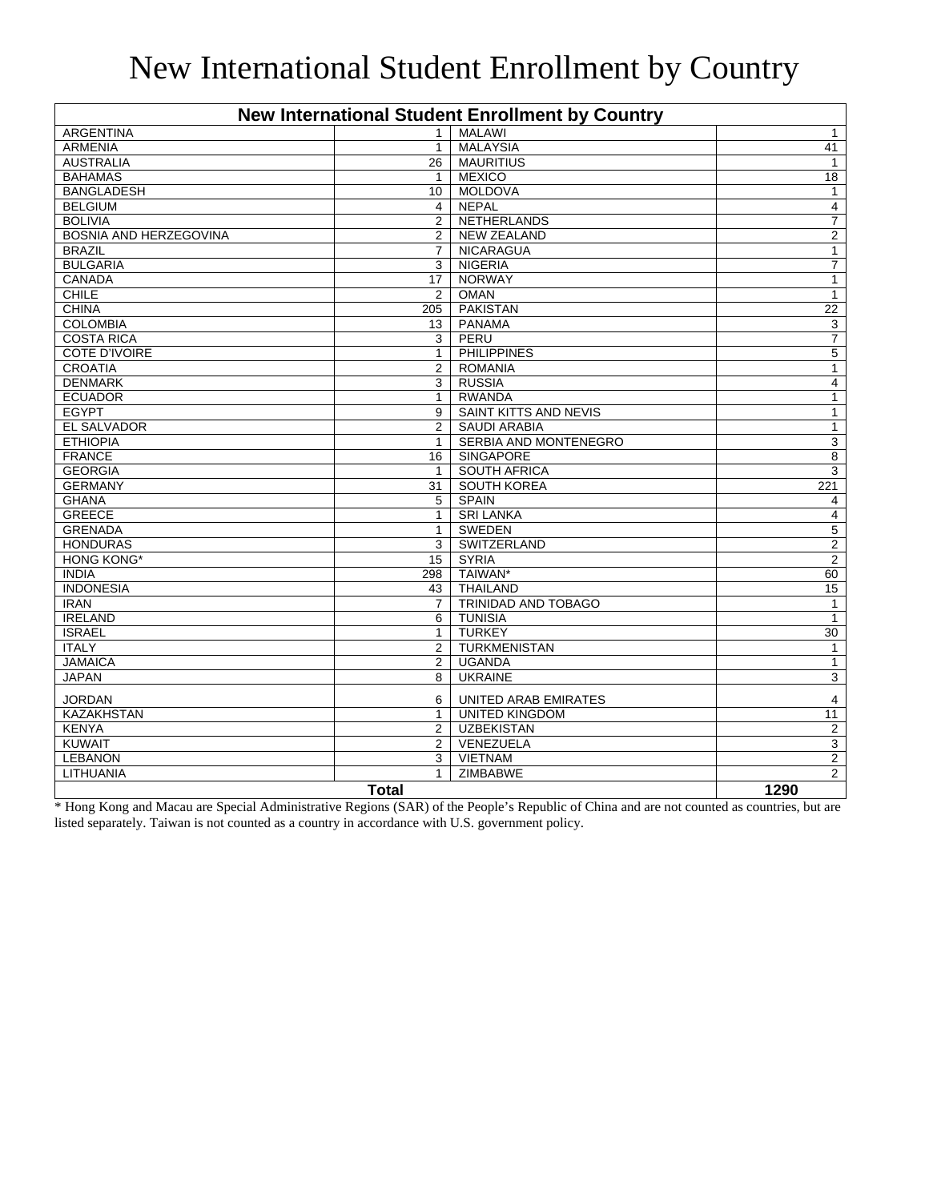# New International Student Enrollment by Country

| New International Student Enrollment by Country | | | |
|---|---|---|---|
| ARGENTINA | 1 | MALAWI | 1 |
| ARMENIA | 1 | MALAYSIA | 41 |
| AUSTRALIA | 26 | MAURITIUS | 1 |
| BAHAMAS | 1 | MEXICO | 18 |
| BANGLADESH | 10 | MOLDOVA | 1 |
| BELGIUM | 4 | NEPAL | 4 |
| BOLIVIA | 2 | NETHERLANDS | 7 |
| BOSNIA AND HERZEGOVINA | 2 | NEW ZEALAND | 2 |
| BRAZIL | 7 | NICARAGUA | 1 |
| BULGARIA | 3 | NIGERIA | 7 |
| CANADA | 17 | NORWAY | 1 |
| CHILE | 2 | OMAN | 1 |
| CHINA | 205 | PAKISTAN | 22 |
| COLOMBIA | 13 | PANAMA | 3 |
| COSTA RICA | 3 | PERU | 7 |
| COTE D'IVOIRE | 1 | PHILIPPINES | 5 |
| CROATIA | 2 | ROMANIA | 1 |
| DENMARK | 3 | RUSSIA | 4 |
| ECUADOR | 1 | RWANDA | 1 |
| EGYPT | 9 | SAINT KITTS AND NEVIS | 1 |
| EL SALVADOR | 2 | SAUDI ARABIA | 1 |
| ETHIOPIA | 1 | SERBIA AND MONTENEGRO | 3 |
| FRANCE | 16 | SINGAPORE | 8 |
| GEORGIA | 1 | SOUTH AFRICA | 3 |
| GERMANY | 31 | SOUTH KOREA | 221 |
| GHANA | 5 | SPAIN | 4 |
| GREECE | 1 | SRI LANKA | 4 |
| GRENADA | 1 | SWEDEN | 5 |
| HONDURAS | 3 | SWITZERLAND | 2 |
| HONG KONG* | 15 | SYRIA | 2 |
| INDIA | 298 | TAIWAN* | 60 |
| INDONESIA | 43 | THAILAND | 15 |
| IRAN | 7 | TRINIDAD AND TOBAGO | 1 |
| IRELAND | 6 | TUNISIA | 1 |
| ISRAEL | 1 | TURKEY | 30 |
| ITALY | 2 | TURKMENISTAN | 1 |
| JAMAICA | 2 | UGANDA | 1 |
| JAPAN | 8 | UKRAINE | 3 |
| JORDAN | 6 | UNITED ARAB EMIRATES | 4 |
| KAZAKHSTAN | 1 | UNITED KINGDOM | 11 |
| KENYA | 2 | UZBEKISTAN | 2 |
| KUWAIT | 2 | VENEZUELA | 3 |
| LEBANON | 3 | VIETNAM | 2 |
| LITHUANIA | 1 | ZIMBABWE | 2 |
| **Total** | | | **1290** |

* Hong Kong and Macau are Special Administrative Regions (SAR) of the People's Republic of China and are not counted as countries, but are listed separately. Taiwan is not counted as a country in accordance with U.S. government policy.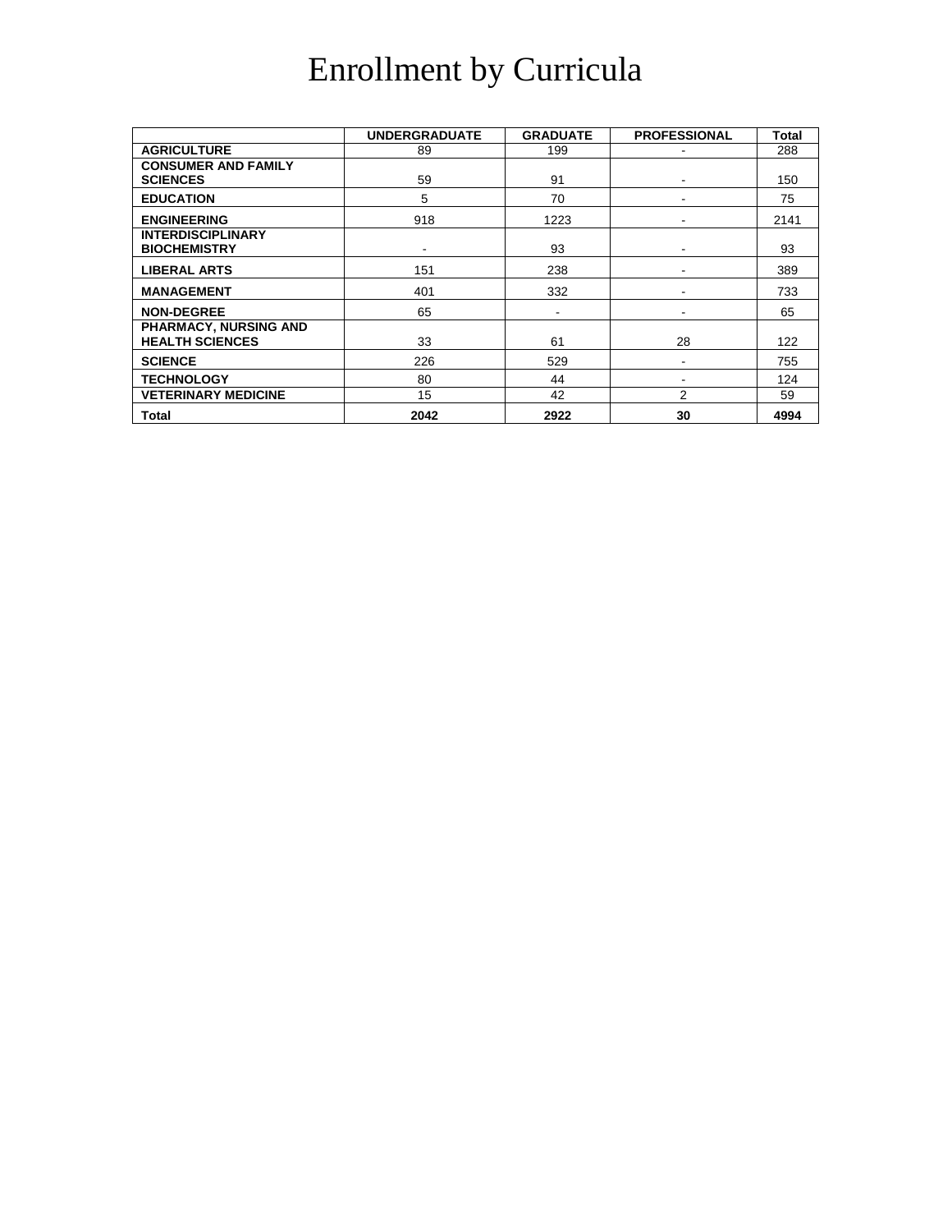# Enrollment by Curricula

| | UNDERGRADUATE | GRADUATE | PROFESSIONAL | Total |
|---|---|---|---|---|
| **AGRICULTURE** | 89 | 199 | - | 288 |
| **CONSUMER AND FAMILY SCIENCES** | 59 | 91 | - | 150 |
| **EDUCATION** | 5 | 70 | - | 75 |
| **ENGINEERING** | 918 | 1223 | - | 2141 |
| **INTERDISCIPLINARY BIOCHEMISTRY** | - | 93 | - | 93 |
| **LIBERAL ARTS** | 151 | 238 | - | 389 |
| **MANAGEMENT** | 401 | 332 | - | 733 |
| **NON-DEGREE** | 65 | - | - | 65 |
| **PHARMACY, NURSING AND HEALTH SCIENCES** | 33 | 61 | 28 | 122 |
| **SCIENCE** | 226 | 529 | - | 755 |
| **TECHNOLOGY** | 80 | 44 | - | 124 |
| **VETERINARY MEDICINE** | 15 | 42 | 2 | 59 |
| **Total** | **2042** | **2922** | **30** | **4994** |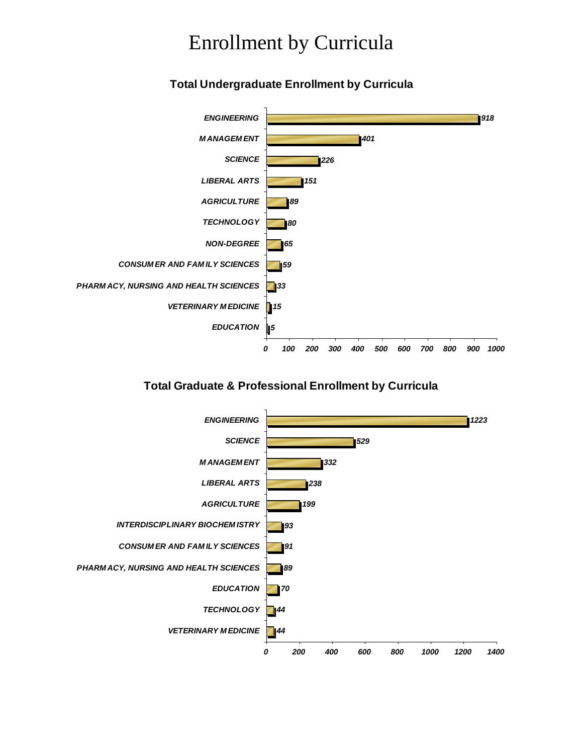# Enrollment by Curricula

## Total Undergraduate Enrollment by Curricula

| Curricula | Enrollment |
| --- | --- |
| ENGINEERING | 918 |
| MANAGEMENT | 401 |
| SCIENCE | 226 |
| LIBERAL ARTS | 151 |
| AGRICULTURE | 89 |
| TECHNOLOGY | 80 |
| NON-DEGREE | 65 |
| CONSUMER AND FAMILY SCIENCES | 59 |
| PHARMACY, NURSING AND HEALTH SCIENCES | 33 |
| VETERINARY MEDICINE | 15 |
| EDUCATION | 5 |

## Total Graduate & Professional Enrollment by Curricula

| Curricula | Enrollment |
| --- | --- |
| ENGINEERING | 1223 |
| SCIENCE | 529 |
| MANAGEMENT | 332 |
| LIBERAL ARTS | 238 |
| AGRICULTURE | 199 |
| INTERDISCIPLINARY BIOCHEMISTRY | 93 |
| CONSUMER AND FAMILY SCIENCES | 91 |
| PHARMACY, NURSING AND HEALTH SCIENCES | 89 |
| EDUCATION | 70 |
| TECHNOLOGY | 44 |
| VETERINARY MEDICINE | 44 |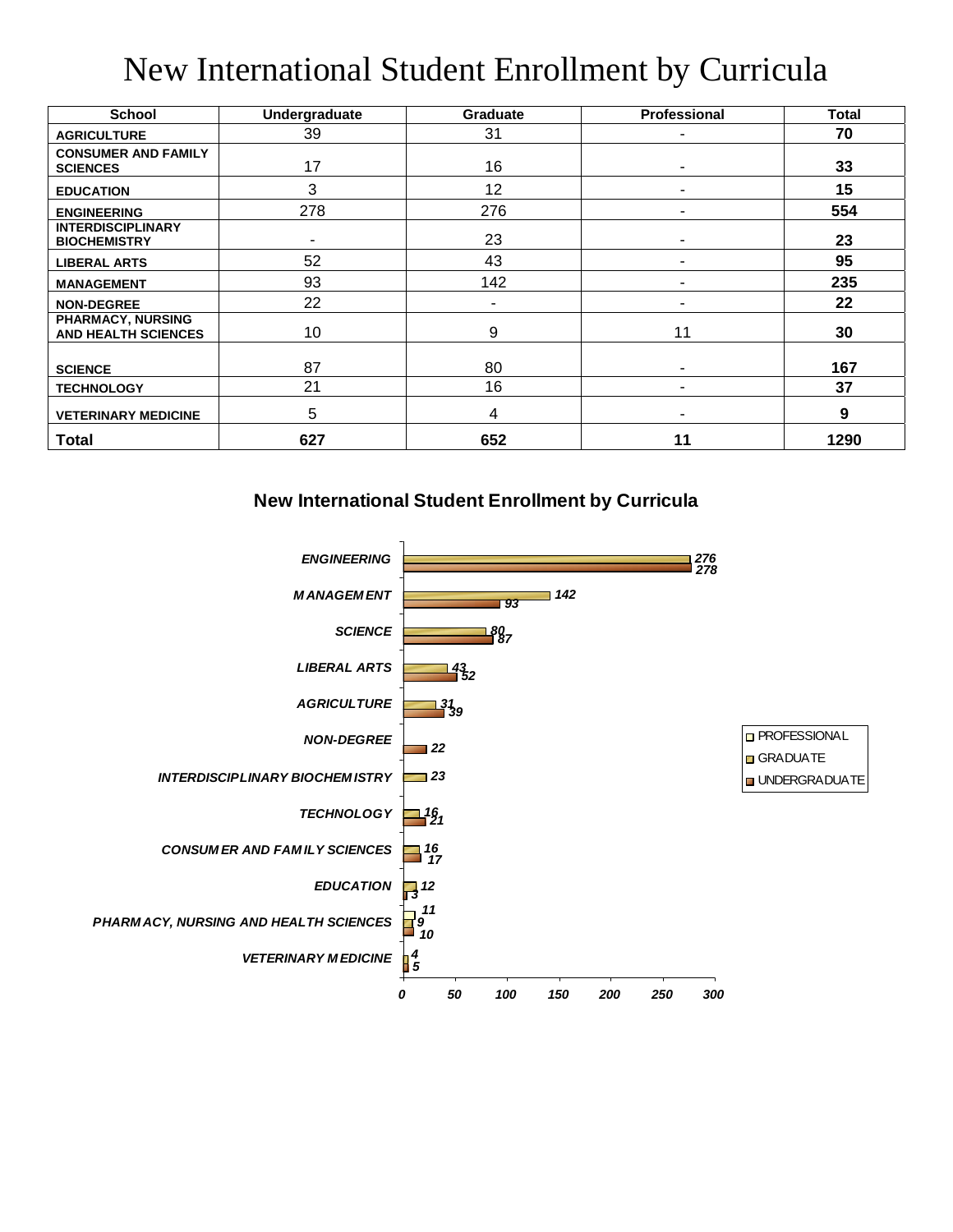# New International Student Enrollment by Curricula

| School | Undergraduate | Graduate | Professional | Total |
|---|---|---|---|---|
| AGRICULTURE | 39 | 31 | - | **70** |
| CONSUMER AND FAMILY SCIENCES | 17 | 16 | - | **33** |
| EDUCATION | 3 | 12 | - | **15** |
| ENGINEERING | 278 | 276 | - | **554** |
| INTERDISCIPLINARY BIOCHEMISTRY | - | 23 | - | **23** |
| LIBERAL ARTS | 52 | 43 | - | **95** |
| MANAGEMENT | 93 | 142 | - | **235** |
| NON-DEGREE | 22 | - | - | **22** |
| PHARMACY, NURSING AND HEALTH SCIENCES | 10 | 9 | 11 | **30** |
| SCIENCE | 87 | 80 | - | **167** |
| TECHNOLOGY | 21 | 16 | - | **37** |
| VETERINARY MEDICINE | 5 | 4 | - | **9** |
| **Total** | **627** | **652** | **11** | **1290** |

## New International Student Enrollment by Curricula

| School | Professional | Graduate | Undergraduate |
|---|---|---|---|
| ENGINEERING | | 276 | 278 |
| MANAGEMENT | | 142 | 93 |
| SCIENCE | | 80 | 87 |
| LIBERAL ARTS | | 43 | 52 |
| AGRICULTURE | | 31 | 39 |
| NON-DEGREE | | | 22 |
| INTERDISCIPLINARY BIOCHEMISTRY | | 23 | |
| TECHNOLOGY | | 16 | 21 |
| CONSUMER AND FAMILY SCIENCES | | 16 | 17 |
| EDUCATION | | 12 | 3 |
| PHARMACY, NURSING AND HEALTH SCIENCES | 11 | 9 | 10 |
| VETERINARY MEDICINE | | 4 | 5 |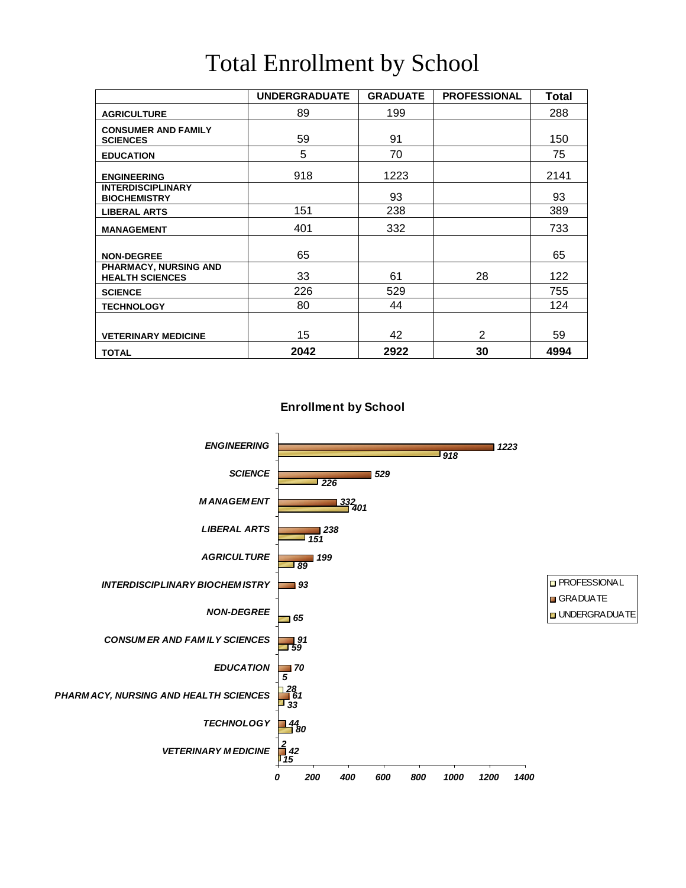# Total Enrollment by School

| | UNDERGRADUATE | GRADUATE | PROFESSIONAL | Total |
|---|---|---|---|---|
| AGRICULTURE | 89 | 199 | | 288 |
| CONSUMER AND FAMILY SCIENCES | 59 | 91 | | 150 |
| EDUCATION | 5 | 70 | | 75 |
| ENGINEERING | 918 | 1223 | | 2141 |
| INTERDISCIPLINARY BIOCHEMISTRY | | 93 | | 93 |
| LIBERAL ARTS | 151 | 238 | | 389 |
| MANAGEMENT | 401 | 332 | | 733 |
| NON-DEGREE | 65 | | | 65 |
| PHARMACY, NURSING AND HEALTH SCIENCES | 33 | 61 | 28 | 122 |
| SCIENCE | 226 | 529 | | 755 |
| TECHNOLOGY | 80 | 44 | | 124 |
| VETERINARY MEDICINE | 15 | 42 | 2 | 59 |
| **TOTAL** | **2042** | **2922** | **30** | **4994** |

**Enrollment by School**

| School | PROFESSIONAL | GRADUATE | UNDERGRADUATE |
|---|---|---|---|
| ENGINEERING | | 1223 | 918 |
| SCIENCE | | 529 | 226 |
| MANAGEMENT | | 332 | 401 |
| LIBERAL ARTS | | 238 | 151 |
| AGRICULTURE | | 199 | 89 |
| INTERDISCIPLINARY BIOCHEMISTRY | | 93 | |
| NON-DEGREE | | | 65 |
| CONSUMER AND FAMILY SCIENCES | | 91 | 59 |
| EDUCATION | | 70 | 5 |
| PHARMACY, NURSING AND HEALTH SCIENCES | 28 | 61 | 33 |
| TECHNOLOGY | | 44 | 80 |
| VETERINARY MEDICINE | 2 | 42 | 15 |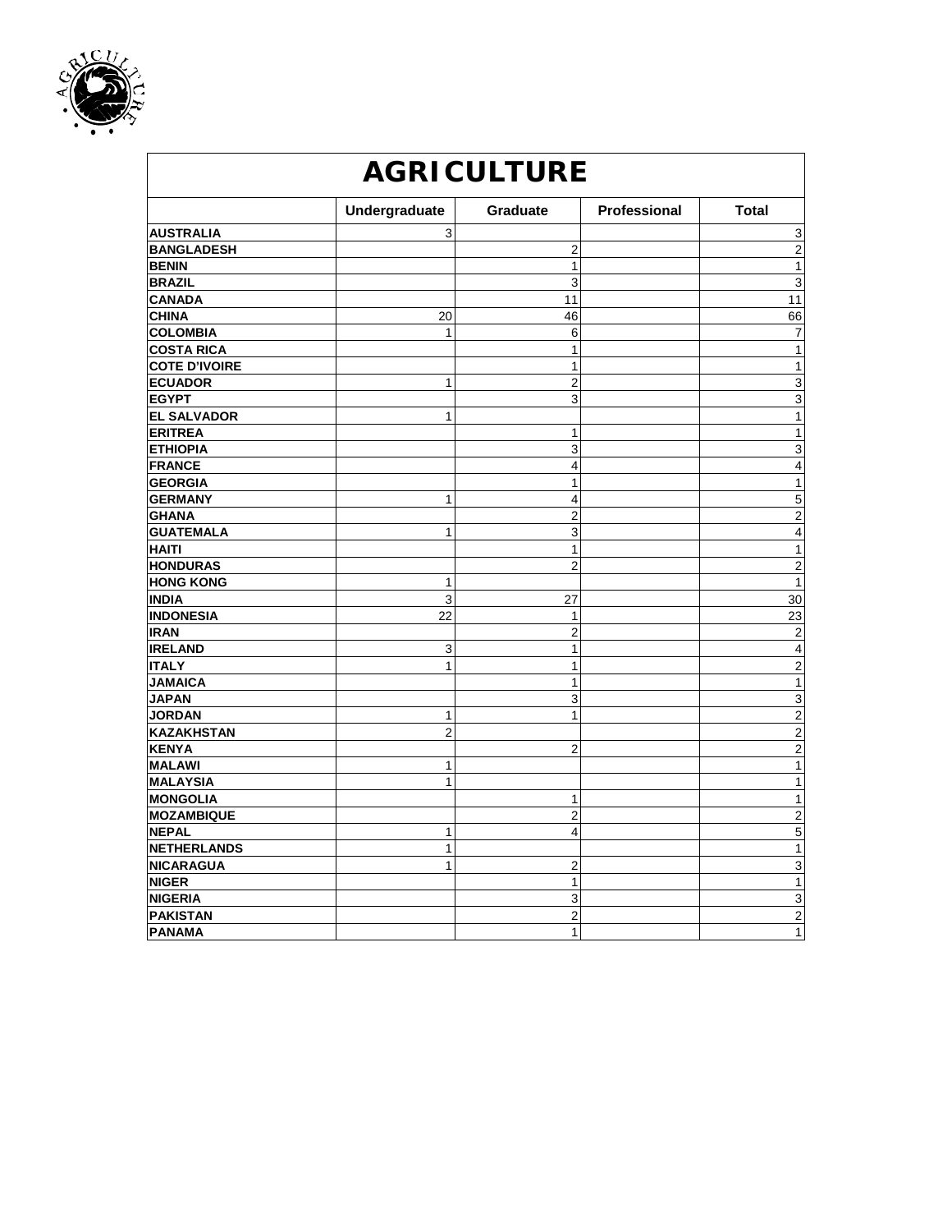| AGRICULTURE | | | | |
|---|---|---|---|---|
| | Undergraduate | Graduate | Professional | Total |
| AUSTRALIA | 3 | | | 3 |
| BANGLADESH | | 2 | | 2 |
| BENIN | | 1 | | 1 |
| BRAZIL | | 3 | | 3 |
| CANADA | | 11 | | 11 |
| CHINA | 20 | 46 | | 66 |
| COLOMBIA | 1 | 6 | | 7 |
| COSTA RICA | | 1 | | 1 |
| COTE D'IVOIRE | | 1 | | 1 |
| ECUADOR | 1 | 2 | | 3 |
| EGYPT | | 3 | | 3 |
| EL SALVADOR | 1 | | | 1 |
| ERITREA | | 1 | | 1 |
| ETHIOPIA | | 3 | | 3 |
| FRANCE | | 4 | | 4 |
| GEORGIA | | 1 | | 1 |
| GERMANY | 1 | 4 | | 5 |
| GHANA | | 2 | | 2 |
| GUATEMALA | 1 | 3 | | 4 |
| HAITI | | 1 | | 1 |
| HONDURAS | | 2 | | 2 |
| HONG KONG | 1 | | | 1 |
| INDIA | 3 | 27 | | 30 |
| INDONESIA | 22 | 1 | | 23 |
| IRAN | | 2 | | 2 |
| IRELAND | 3 | 1 | | 4 |
| ITALY | 1 | 1 | | 2 |
| JAMAICA | | 1 | | 1 |
| JAPAN | | 3 | | 3 |
| JORDAN | 1 | 1 | | 2 |
| KAZAKHSTAN | 2 | | | 2 |
| KENYA | | 2 | | 2 |
| MALAWI | 1 | | | 1 |
| MALAYSIA | 1 | | | 1 |
| MONGOLIA | | 1 | | 1 |
| MOZAMBIQUE | | 2 | | 2 |
| NEPAL | 1 | 4 | | 5 |
| NETHERLANDS | 1 | | | 1 |
| NICARAGUA | 1 | 2 | | 3 |
| NIGER | | 1 | | 1 |
| NIGERIA | | 3 | | 3 |
| PAKISTAN | | 2 | | 2 |
| PANAMA | | 1 | | 1 |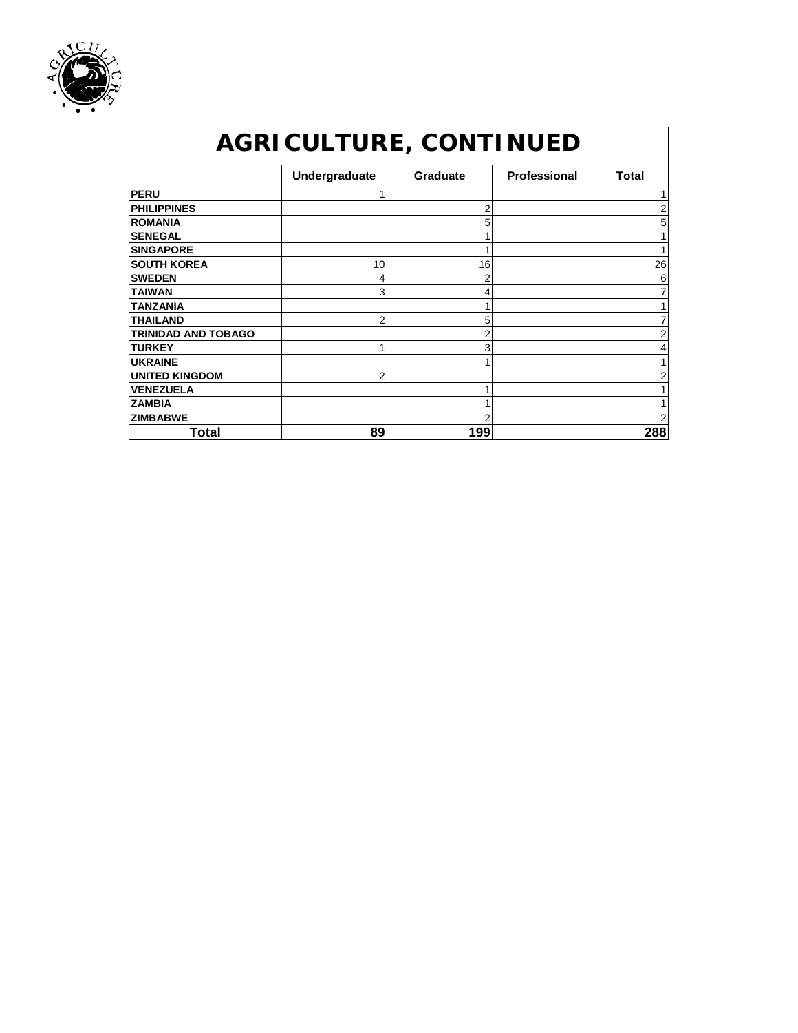# AGRICULTURE, CONTINUED

| | Undergraduate | Graduate | Professional | Total |
|---|---|---|---|---|
| **PERU** | 1 | | | 1 |
| **PHILIPPINES** | | 2 | | 2 |
| **ROMANIA** | | 5 | | 5 |
| **SENEGAL** | | 1 | | 1 |
| **SINGAPORE** | | 1 | | 1 |
| **SOUTH KOREA** | 10 | 16 | | 26 |
| **SWEDEN** | 4 | 2 | | 6 |
| **TAIWAN** | 3 | 4 | | 7 |
| **TANZANIA** | | 1 | | 1 |
| **THAILAND** | 2 | 5 | | 7 |
| **TRINIDAD AND TOBAGO** | | 2 | | 2 |
| **TURKEY** | 1 | 3 | | 4 |
| **UKRAINE** | | 1 | | 1 |
| **UNITED KINGDOM** | 2 | | | 2 |
| **VENEZUELA** | | 1 | | 1 |
| **ZAMBIA** | | 1 | | 1 |
| **ZIMBABWE** | | 2 | | 2 |
| **Total** | **89** | **199** | | **288** |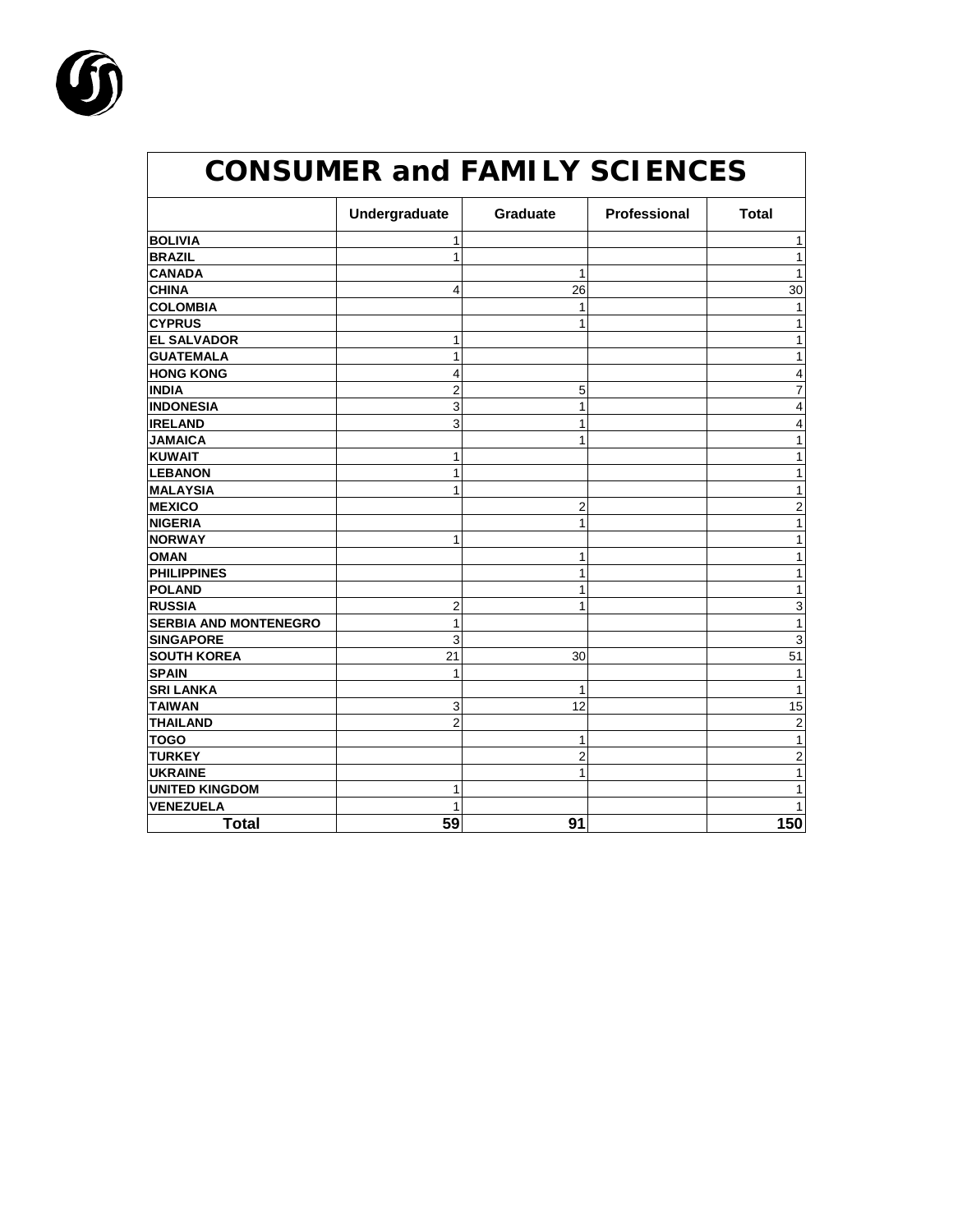# CONSUMER and FAMILY SCIENCES

| | Undergraduate | Graduate | Professional | Total |
|---|---|---|---|---|
| **BOLIVIA** | 1 | | | 1 |
| **BRAZIL** | 1 | | | 1 |
| **CANADA** | | 1 | | 1 |
| **CHINA** | 4 | 26 | | 30 |
| **COLOMBIA** | | 1 | | 1 |
| **CYPRUS** | | 1 | | 1 |
| **EL SALVADOR** | 1 | | | 1 |
| **GUATEMALA** | 1 | | | 1 |
| **HONG KONG** | 4 | | | 4 |
| **INDIA** | 2 | 5 | | 7 |
| **INDONESIA** | 3 | 1 | | 4 |
| **IRELAND** | 3 | 1 | | 4 |
| **JAMAICA** | | 1 | | 1 |
| **KUWAIT** | 1 | | | 1 |
| **LEBANON** | 1 | | | 1 |
| **MALAYSIA** | 1 | | | 1 |
| **MEXICO** | | 2 | | 2 |
| **NIGERIA** | | 1 | | 1 |
| **NORWAY** | 1 | | | 1 |
| **OMAN** | | 1 | | 1 |
| **PHILIPPINES** | | 1 | | 1 |
| **POLAND** | | 1 | | 1 |
| **RUSSIA** | 2 | 1 | | 3 |
| **SERBIA AND MONTENEGRO** | 1 | | | 1 |
| **SINGAPORE** | 3 | | | 3 |
| **SOUTH KOREA** | 21 | 30 | | 51 |
| **SPAIN** | 1 | | | 1 |
| **SRI LANKA** | | 1 | | 1 |
| **TAIWAN** | 3 | 12 | | 15 |
| **THAILAND** | 2 | | | 2 |
| **TOGO** | | 1 | | 1 |
| **TURKEY** | | 2 | | 2 |
| **UKRAINE** | | 1 | | 1 |
| **UNITED KINGDOM** | 1 | | | 1 |
| **VENEZUELA** | 1 | | | 1 |
| **Total** | **59** | **91** | | **150** |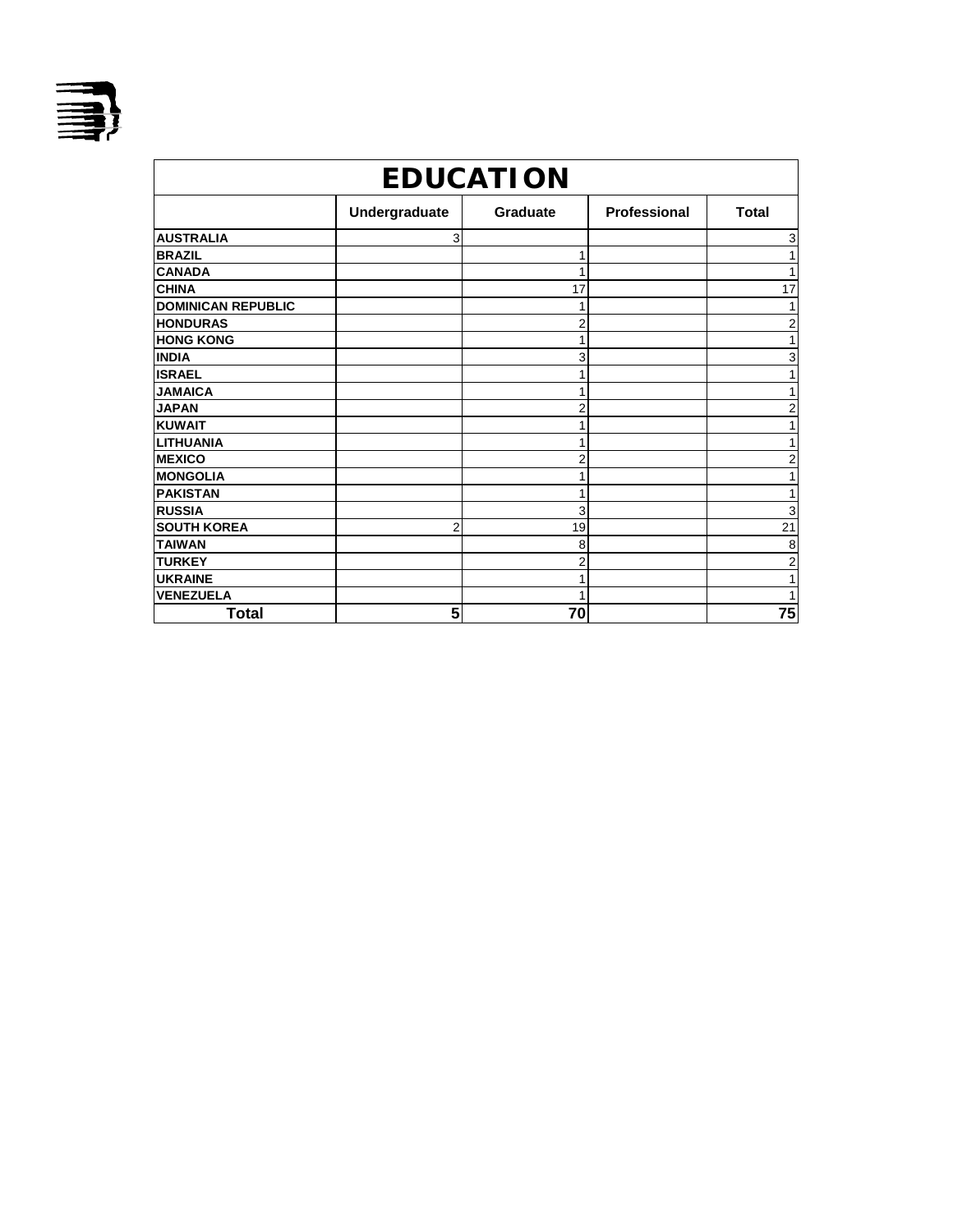| EDUCATION | | | | |
|---|---|---|---|---|
| | **Undergraduate** | **Graduate** | **Professional** | **Total** |
| **AUSTRALIA** | 3 | | | 3 |
| **BRAZIL** | | 1 | | 1 |
| **CANADA** | | 1 | | 1 |
| **CHINA** | | 17 | | 17 |
| **DOMINICAN REPUBLIC** | | 1 | | 1 |
| **HONDURAS** | | 2 | | 2 |
| **HONG KONG** | | 1 | | 1 |
| **INDIA** | | 3 | | 3 |
| **ISRAEL** | | 1 | | 1 |
| **JAMAICA** | | 1 | | 1 |
| **JAPAN** | | 2 | | 2 |
| **KUWAIT** | | 1 | | 1 |
| **LITHUANIA** | | 1 | | 1 |
| **MEXICO** | | 2 | | 2 |
| **MONGOLIA** | | 1 | | 1 |
| **PAKISTAN** | | 1 | | 1 |
| **RUSSIA** | | 3 | | 3 |
| **SOUTH KOREA** | 2 | 19 | | 21 |
| **TAIWAN** | | 8 | | 8 |
| **TURKEY** | | 2 | | 2 |
| **UKRAINE** | | 1 | | 1 |
| **VENEZUELA** | | 1 | | 1 |
| **Total** | **5** | **70** | | **75** |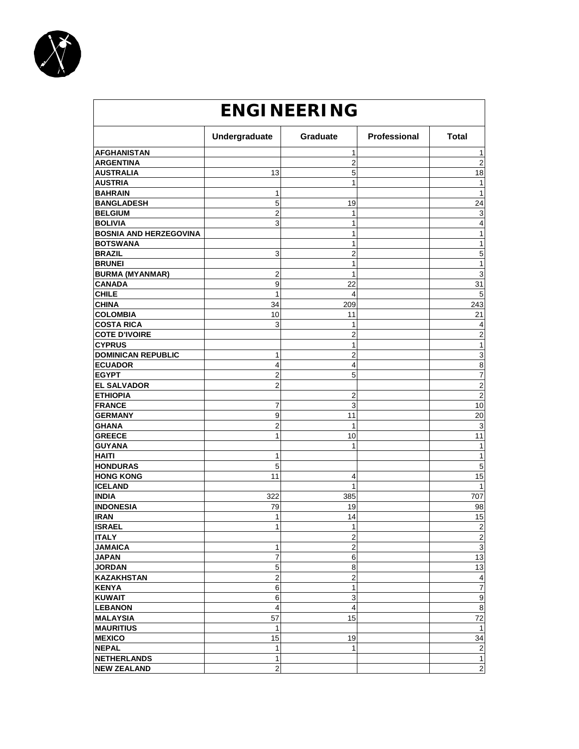# ENGINEERING

| | Undergraduate | Graduate | Professional | Total |
|---|---|---|---|---|
| **AFGHANISTAN** | | 1 | | 1 |
| **ARGENTINA** | | 2 | | 2 |
| **AUSTRALIA** | 13 | 5 | | 18 |
| **AUSTRIA** | | 1 | | 1 |
| **BAHRAIN** | 1 | | | 1 |
| **BANGLADESH** | 5 | 19 | | 24 |
| **BELGIUM** | 2 | 1 | | 3 |
| **BOLIVIA** | 3 | 1 | | 4 |
| **BOSNIA AND HERZEGOVINA** | | 1 | | 1 |
| **BOTSWANA** | | 1 | | 1 |
| **BRAZIL** | 3 | 2 | | 5 |
| **BRUNEI** | | 1 | | 1 |
| **BURMA (MYANMAR)** | 2 | 1 | | 3 |
| **CANADA** | 9 | 22 | | 31 |
| **CHILE** | 1 | 4 | | 5 |
| **CHINA** | 34 | 209 | | 243 |
| **COLOMBIA** | 10 | 11 | | 21 |
| **COSTA RICA** | 3 | 1 | | 4 |
| **COTE D'IVOIRE** | | 2 | | 2 |
| **CYPRUS** | | 1 | | 1 |
| **DOMINICAN REPUBLIC** | 1 | 2 | | 3 |
| **ECUADOR** | 4 | 4 | | 8 |
| **EGYPT** | 2 | 5 | | 7 |
| **EL SALVADOR** | 2 | | | 2 |
| **ETHIOPIA** | | 2 | | 2 |
| **FRANCE** | 7 | 3 | | 10 |
| **GERMANY** | 9 | 11 | | 20 |
| **GHANA** | 2 | 1 | | 3 |
| **GREECE** | 1 | 10 | | 11 |
| **GUYANA** | | 1 | | 1 |
| **HAITI** | 1 | | | 1 |
| **HONDURAS** | 5 | | | 5 |
| **HONG KONG** | 11 | 4 | | 15 |
| **ICELAND** | | 1 | | 1 |
| **INDIA** | 322 | 385 | | 707 |
| **INDONESIA** | 79 | 19 | | 98 |
| **IRAN** | 1 | 14 | | 15 |
| **ISRAEL** | 1 | 1 | | 2 |
| **ITALY** | | 2 | | 2 |
| **JAMAICA** | 1 | 2 | | 3 |
| **JAPAN** | 7 | 6 | | 13 |
| **JORDAN** | 5 | 8 | | 13 |
| **KAZAKHSTAN** | 2 | 2 | | 4 |
| **KENYA** | 6 | 1 | | 7 |
| **KUWAIT** | 6 | 3 | | 9 |
| **LEBANON** | 4 | 4 | | 8 |
| **MALAYSIA** | 57 | 15 | | 72 |
| **MAURITIUS** | 1 | | | 1 |
| **MEXICO** | 15 | 19 | | 34 |
| **NEPAL** | 1 | 1 | | 2 |
| **NETHERLANDS** | 1 | | | 1 |
| **NEW ZEALAND** | 2 | | | 2 |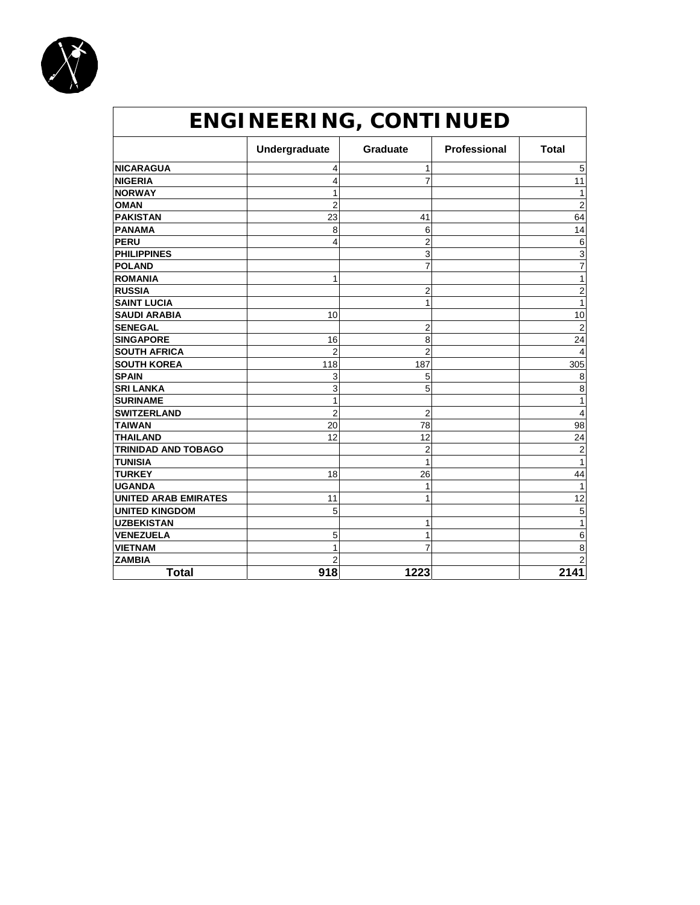| ENGINEERING, CONTINUED | | | | |
|---|---|---|---|---|
| | Undergraduate | Graduate | Professional | Total |
| NICARAGUA | 4 | 1 | | 5 |
| NIGERIA | 4 | 7 | | 11 |
| NORWAY | 1 | | | 1 |
| OMAN | 2 | | | 2 |
| PAKISTAN | 23 | 41 | | 64 |
| PANAMA | 8 | 6 | | 14 |
| PERU | 4 | 2 | | 6 |
| PHILIPPINES | | 3 | | 3 |
| POLAND | | 7 | | 7 |
| ROMANIA | 1 | | | 1 |
| RUSSIA | | 2 | | 2 |
| SAINT LUCIA | | 1 | | 1 |
| SAUDI ARABIA | 10 | | | 10 |
| SENEGAL | | 2 | | 2 |
| SINGAPORE | 16 | 8 | | 24 |
| SOUTH AFRICA | 2 | 2 | | 4 |
| SOUTH KOREA | 118 | 187 | | 305 |
| SPAIN | 3 | 5 | | 8 |
| SRI LANKA | 3 | 5 | | 8 |
| SURINAME | 1 | | | 1 |
| SWITZERLAND | 2 | 2 | | 4 |
| TAIWAN | 20 | 78 | | 98 |
| THAILAND | 12 | 12 | | 24 |
| TRINIDAD AND TOBAGO | | 2 | | 2 |
| TUNISIA | | 1 | | 1 |
| TURKEY | 18 | 26 | | 44 |
| UGANDA | | 1 | | 1 |
| UNITED ARAB EMIRATES | 11 | 1 | | 12 |
| UNITED KINGDOM | 5 | | | 5 |
| UZBEKISTAN | | 1 | | 1 |
| VENEZUELA | 5 | 1 | | 6 |
| VIETNAM | 1 | 7 | | 8 |
| ZAMBIA | 2 | | | 2 |
| **Total** | **918** | **1223** | | **2141** |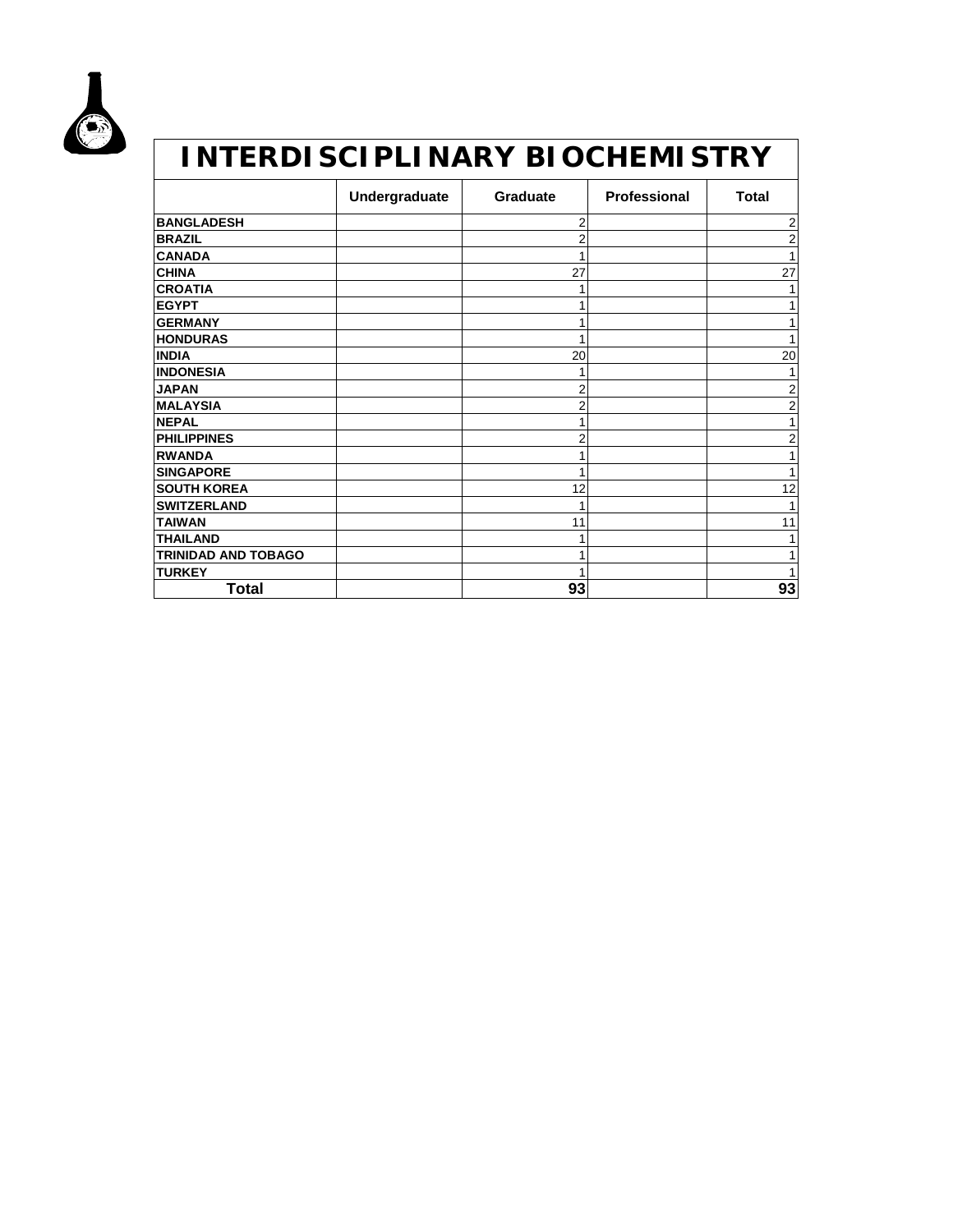# INTERDISCIPLINARY BIOCHEMISTRY

| | Undergraduate | Graduate | Professional | Total |
|---|---|---|---|---|
| BANGLADESH | | 2 | | 2 |
| BRAZIL | | 2 | | 2 |
| CANADA | | 1 | | 1 |
| CHINA | | 27 | | 27 |
| CROATIA | | 1 | | 1 |
| EGYPT | | 1 | | 1 |
| GERMANY | | 1 | | 1 |
| HONDURAS | | 1 | | 1 |
| INDIA | | 20 | | 20 |
| INDONESIA | | 1 | | 1 |
| JAPAN | | 2 | | 2 |
| MALAYSIA | | 2 | | 2 |
| NEPAL | | 1 | | 1 |
| PHILIPPINES | | 2 | | 2 |
| RWANDA | | 1 | | 1 |
| SINGAPORE | | 1 | | 1 |
| SOUTH KOREA | | 12 | | 12 |
| SWITZERLAND | | 1 | | 1 |
| TAIWAN | | 11 | | 11 |
| THAILAND | | 1 | | 1 |
| TRINIDAD AND TOBAGO | | 1 | | 1 |
| TURKEY | | 1 | | 1 |
| **Total** | | **93** | | **93** |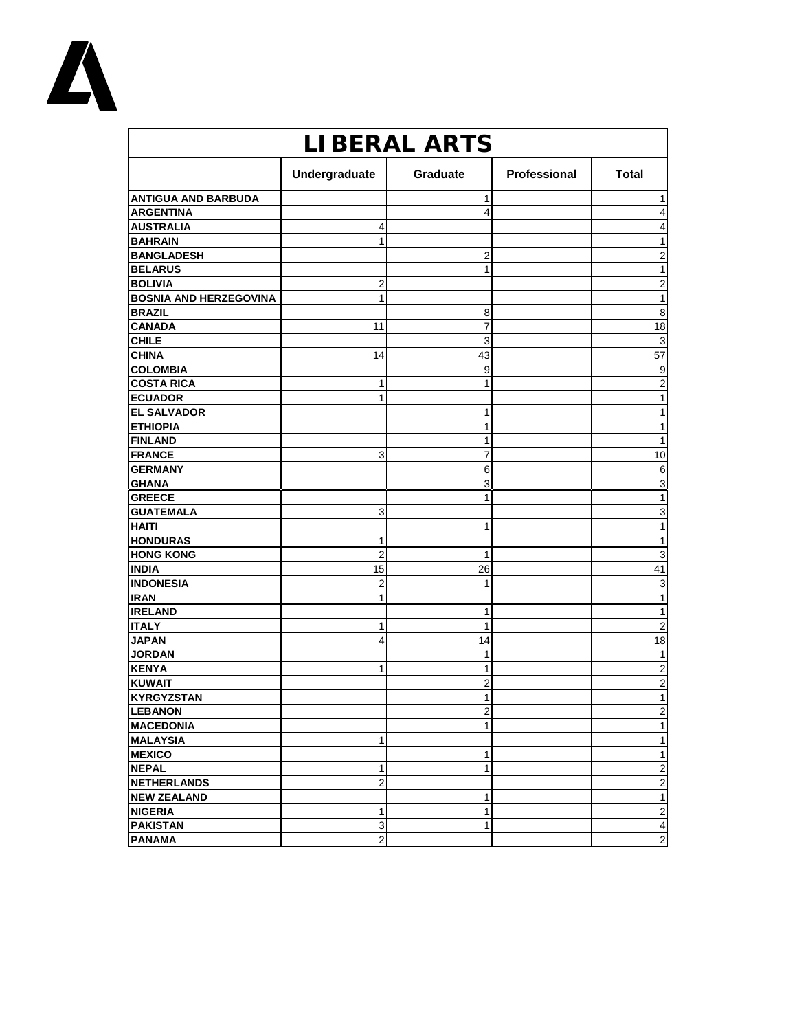| LIBERAL ARTS | | | | |
|---|---|---|---|---|
| | Undergraduate | Graduate | Professional | Total |
| ANTIGUA AND BARBUDA | | 1 | | 1 |
| ARGENTINA | | 4 | | 4 |
| AUSTRALIA | 4 | | | 4 |
| BAHRAIN | 1 | | | 1 |
| BANGLADESH | | 2 | | 2 |
| BELARUS | | 1 | | 1 |
| BOLIVIA | 2 | | | 2 |
| BOSNIA AND HERZEGOVINA | 1 | | | 1 |
| BRAZIL | | 8 | | 8 |
| CANADA | 11 | 7 | | 18 |
| CHILE | | 3 | | 3 |
| CHINA | 14 | 43 | | 57 |
| COLOMBIA | | 9 | | 9 |
| COSTA RICA | 1 | 1 | | 2 |
| ECUADOR | 1 | | | 1 |
| EL SALVADOR | | 1 | | 1 |
| ETHIOPIA | | 1 | | 1 |
| FINLAND | | 1 | | 1 |
| FRANCE | 3 | 7 | | 10 |
| GERMANY | | 6 | | 6 |
| GHANA | | 3 | | 3 |
| GREECE | | 1 | | 1 |
| GUATEMALA | 3 | | | 3 |
| HAITI | | 1 | | 1 |
| HONDURAS | 1 | | | 1 |
| HONG KONG | 2 | 1 | | 3 |
| INDIA | 15 | 26 | | 41 |
| INDONESIA | 2 | 1 | | 3 |
| IRAN | 1 | | | 1 |
| IRELAND | | 1 | | 1 |
| ITALY | 1 | 1 | | 2 |
| JAPAN | 4 | 14 | | 18 |
| JORDAN | | 1 | | 1 |
| KENYA | 1 | 1 | | 2 |
| KUWAIT | | 2 | | 2 |
| KYRGYZSTAN | | 1 | | 1 |
| LEBANON | | 2 | | 2 |
| MACEDONIA | | 1 | | 1 |
| MALAYSIA | 1 | | | 1 |
| MEXICO | | 1 | | 1 |
| NEPAL | 1 | 1 | | 2 |
| NETHERLANDS | 2 | | | 2 |
| NEW ZEALAND | | 1 | | 1 |
| NIGERIA | 1 | 1 | | 2 |
| PAKISTAN | 3 | 1 | | 4 |
| PANAMA | 2 | | | 2 |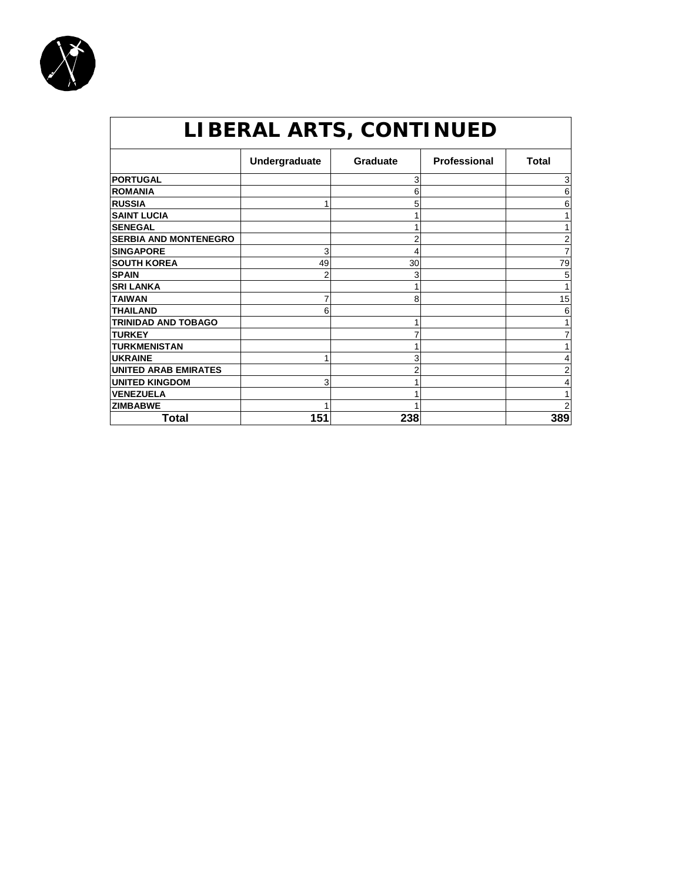# LIBERAL ARTS, CONTINUED

| | Undergraduate | Graduate | Professional | Total |
|---|---|---|---|---|
| PORTUGAL | | 3 | | 3 |
| ROMANIA | | 6 | | 6 |
| RUSSIA | 1 | 5 | | 6 |
| SAINT LUCIA | | 1 | | 1 |
| SENEGAL | | 1 | | 1 |
| SERBIA AND MONTENEGRO | | 2 | | 2 |
| SINGAPORE | 3 | 4 | | 7 |
| SOUTH KOREA | 49 | 30 | | 79 |
| SPAIN | 2 | 3 | | 5 |
| SRI LANKA | | 1 | | 1 |
| TAIWAN | 7 | 8 | | 15 |
| THAILAND | 6 | | | 6 |
| TRINIDAD AND TOBAGO | | 1 | | 1 |
| TURKEY | | 7 | | 7 |
| TURKMENISTAN | | 1 | | 1 |
| UKRAINE | 1 | 3 | | 4 |
| UNITED ARAB EMIRATES | | 2 | | 2 |
| UNITED KINGDOM | 3 | 1 | | 4 |
| VENEZUELA | | 1 | | 1 |
| ZIMBABWE | 1 | 1 | | 2 |
| **Total** | **151** | **238** | | **389** |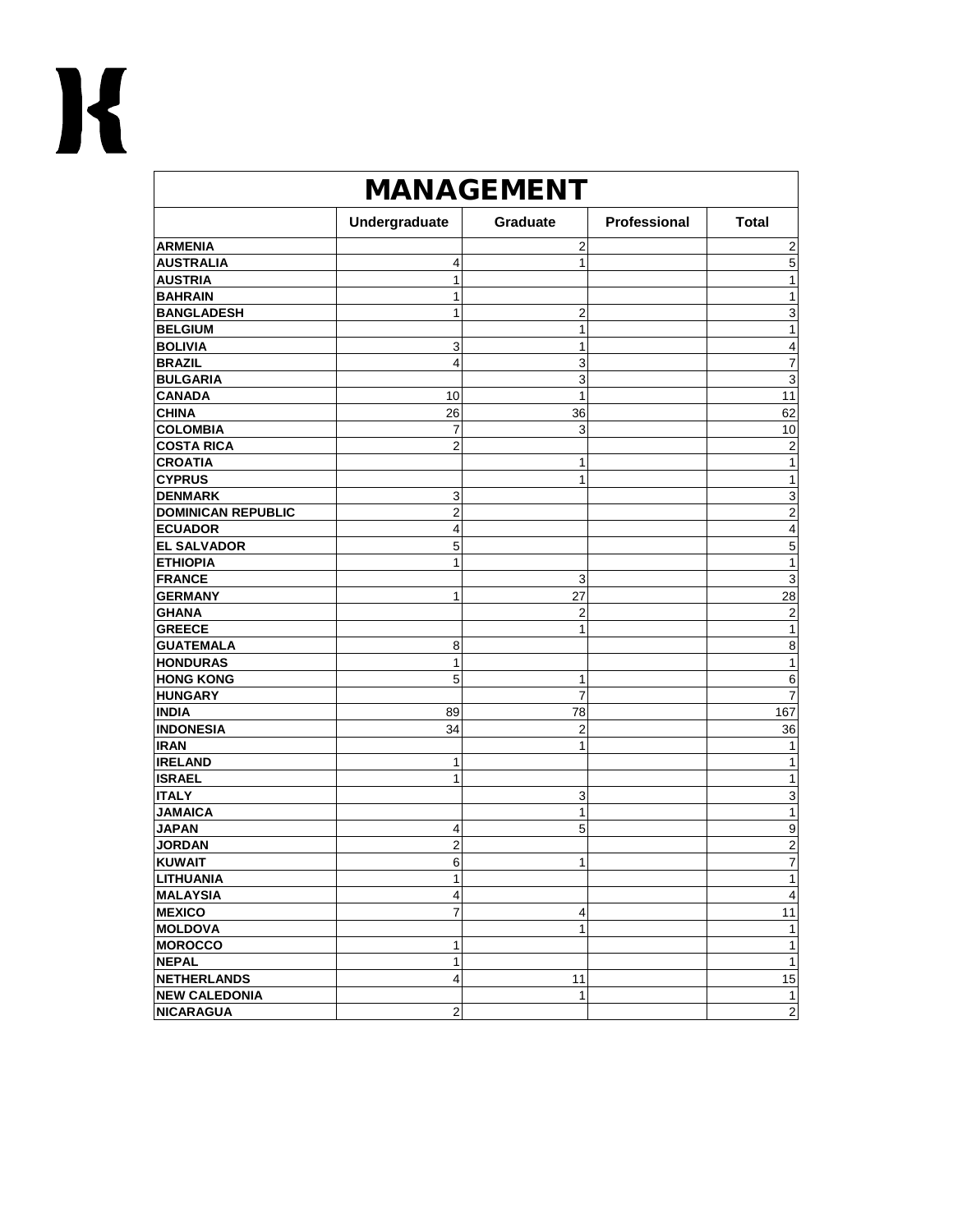| MANAGEMENT | | | | |
|---|---|---|---|---|
| | Undergraduate | Graduate | Professional | Total |
| ARMENIA | | 2 | | 2 |
| AUSTRALIA | 4 | 1 | | 5 |
| AUSTRIA | 1 | | | 1 |
| BAHRAIN | 1 | | | 1 |
| BANGLADESH | 1 | 2 | | 3 |
| BELGIUM | | 1 | | 1 |
| BOLIVIA | 3 | 1 | | 4 |
| BRAZIL | 4 | 3 | | 7 |
| BULGARIA | | 3 | | 3 |
| CANADA | 10 | 1 | | 11 |
| CHINA | 26 | 36 | | 62 |
| COLOMBIA | 7 | 3 | | 10 |
| COSTA RICA | 2 | | | 2 |
| CROATIA | | 1 | | 1 |
| CYPRUS | | 1 | | 1 |
| DENMARK | 3 | | | 3 |
| DOMINICAN REPUBLIC | 2 | | | 2 |
| ECUADOR | 4 | | | 4 |
| EL SALVADOR | 5 | | | 5 |
| ETHIOPIA | 1 | | | 1 |
| FRANCE | | 3 | | 3 |
| GERMANY | 1 | 27 | | 28 |
| GHANA | | 2 | | 2 |
| GREECE | | 1 | | 1 |
| GUATEMALA | 8 | | | 8 |
| HONDURAS | 1 | | | 1 |
| HONG KONG | 5 | 1 | | 6 |
| HUNGARY | | 7 | | 7 |
| INDIA | 89 | 78 | | 167 |
| INDONESIA | 34 | 2 | | 36 |
| IRAN | | 1 | | 1 |
| IRELAND | 1 | | | 1 |
| ISRAEL | 1 | | | 1 |
| ITALY | | 3 | | 3 |
| JAMAICA | | 1 | | 1 |
| JAPAN | 4 | 5 | | 9 |
| JORDAN | 2 | | | 2 |
| KUWAIT | 6 | 1 | | 7 |
| LITHUANIA | 1 | | | 1 |
| MALAYSIA | 4 | | | 4 |
| MEXICO | 7 | 4 | | 11 |
| MOLDOVA | | 1 | | 1 |
| MOROCCO | 1 | | | 1 |
| NEPAL | 1 | | | 1 |
| NETHERLANDS | 4 | 11 | | 15 |
| NEW CALEDONIA | | 1 | | 1 |
| NICARAGUA | 2 | | | 2 |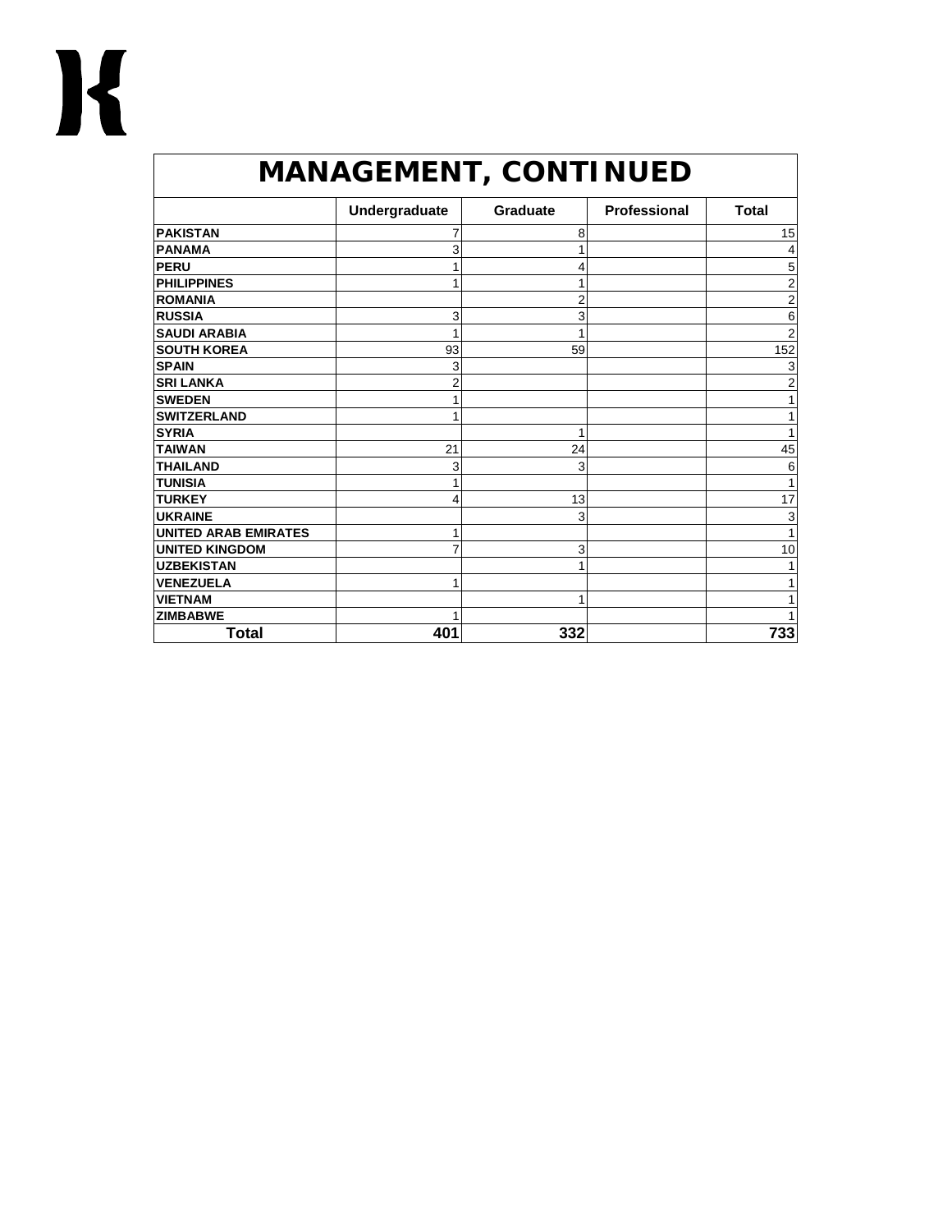## MANAGEMENT, CONTINUED

| | Undergraduate | Graduate | Professional | Total |
|---|---|---|---|---|
| **PAKISTAN** | 7 | 8 | | 15 |
| **PANAMA** | 3 | 1 | | 4 |
| **PERU** | 1 | 4 | | 5 |
| **PHILIPPINES** | 1 | 1 | | 2 |
| **ROMANIA** | | 2 | | 2 |
| **RUSSIA** | 3 | 3 | | 6 |
| **SAUDI ARABIA** | 1 | 1 | | 2 |
| **SOUTH KOREA** | 93 | 59 | | 152 |
| **SPAIN** | 3 | | | 3 |
| **SRI LANKA** | 2 | | | 2 |
| **SWEDEN** | 1 | | | 1 |
| **SWITZERLAND** | 1 | | | 1 |
| **SYRIA** | | 1 | | 1 |
| **TAIWAN** | 21 | 24 | | 45 |
| **THAILAND** | 3 | 3 | | 6 |
| **TUNISIA** | 1 | | | 1 |
| **TURKEY** | 4 | 13 | | 17 |
| **UKRAINE** | | 3 | | 3 |
| **UNITED ARAB EMIRATES** | 1 | | | 1 |
| **UNITED KINGDOM** | 7 | 3 | | 10 |
| **UZBEKISTAN** | | 1 | | 1 |
| **VENEZUELA** | 1 | | | 1 |
| **VIETNAM** | | 1 | | 1 |
| **ZIMBABWE** | 1 | | | 1 |
| **Total** | **401** | **332** | | **733** |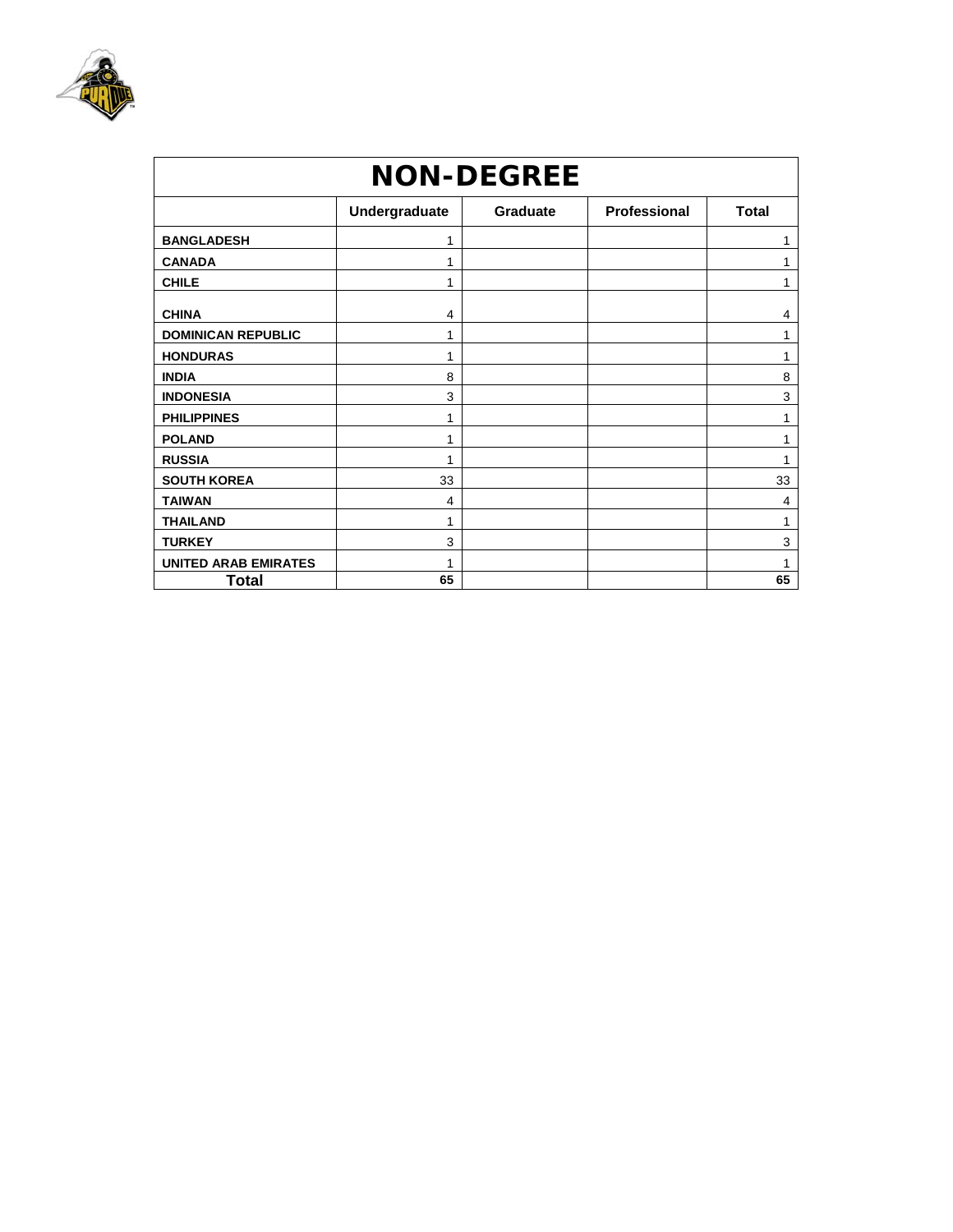| NON-DEGREE | | | | |
|---|---|---|---|---|
| | Undergraduate | Graduate | Professional | Total |
| BANGLADESH | 1 | | | 1 |
| CANADA | 1 | | | 1 |
| CHILE | 1 | | | 1 |
| CHINA | 4 | | | 4 |
| DOMINICAN REPUBLIC | 1 | | | 1 |
| HONDURAS | 1 | | | 1 |
| INDIA | 8 | | | 8 |
| INDONESIA | 3 | | | 3 |
| PHILIPPINES | 1 | | | 1 |
| POLAND | 1 | | | 1 |
| RUSSIA | 1 | | | 1 |
| SOUTH KOREA | 33 | | | 33 |
| TAIWAN | 4 | | | 4 |
| THAILAND | 1 | | | 1 |
| TURKEY | 3 | | | 3 |
| UNITED ARAB EMIRATES | 1 | | | 1 |
| **Total** | **65** | | | **65** |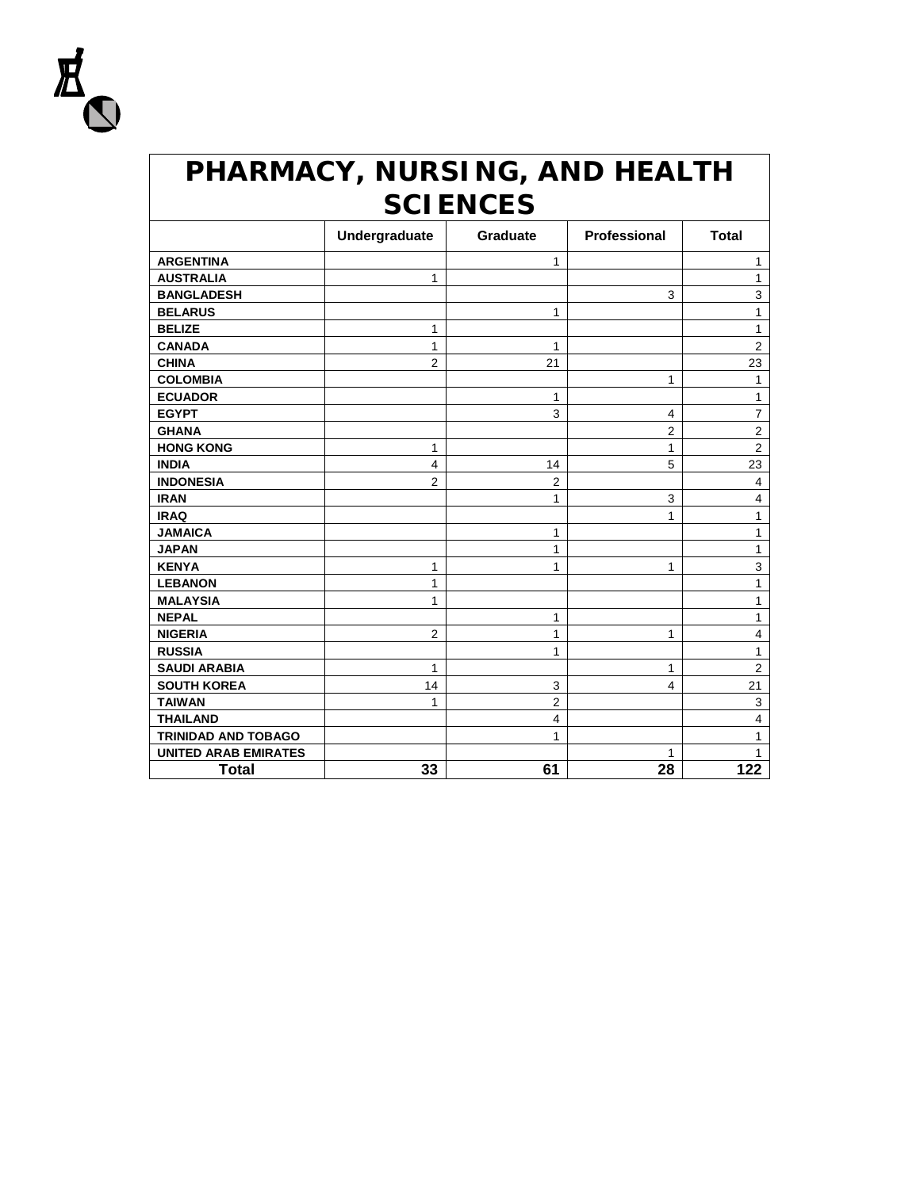# PHARMACY, NURSING, AND HEALTH SCIENCES

| | Undergraduate | Graduate | Professional | Total |
|---|---|---|---|---|
| **ARGENTINA** | | 1 | | 1 |
| **AUSTRALIA** | 1 | | | 1 |
| **BANGLADESH** | | | 3 | 3 |
| **BELARUS** | | 1 | | 1 |
| **BELIZE** | 1 | | | 1 |
| **CANADA** | 1 | 1 | | 2 |
| **CHINA** | 2 | 21 | | 23 |
| **COLOMBIA** | | | 1 | 1 |
| **ECUADOR** | | 1 | | 1 |
| **EGYPT** | | 3 | 4 | 7 |
| **GHANA** | | | 2 | 2 |
| **HONG KONG** | 1 | | 1 | 2 |
| **INDIA** | 4 | 14 | 5 | 23 |
| **INDONESIA** | 2 | 2 | | 4 |
| **IRAN** | | 1 | 3 | 4 |
| **IRAQ** | | | 1 | 1 |
| **JAMAICA** | | 1 | | 1 |
| **JAPAN** | | 1 | | 1 |
| **KENYA** | 1 | 1 | 1 | 3 |
| **LEBANON** | 1 | | | 1 |
| **MALAYSIA** | 1 | | | 1 |
| **NEPAL** | | 1 | | 1 |
| **NIGERIA** | 2 | 1 | 1 | 4 |
| **RUSSIA** | | 1 | | 1 |
| **SAUDI ARABIA** | 1 | | 1 | 2 |
| **SOUTH KOREA** | 14 | 3 | 4 | 21 |
| **TAIWAN** | 1 | 2 | | 3 |
| **THAILAND** | | 4 | | 4 |
| **TRINIDAD AND TOBAGO** | | 1 | | 1 |
| **UNITED ARAB EMIRATES** | | | 1 | 1 |
| **Total** | **33** | **61** | **28** | **122** |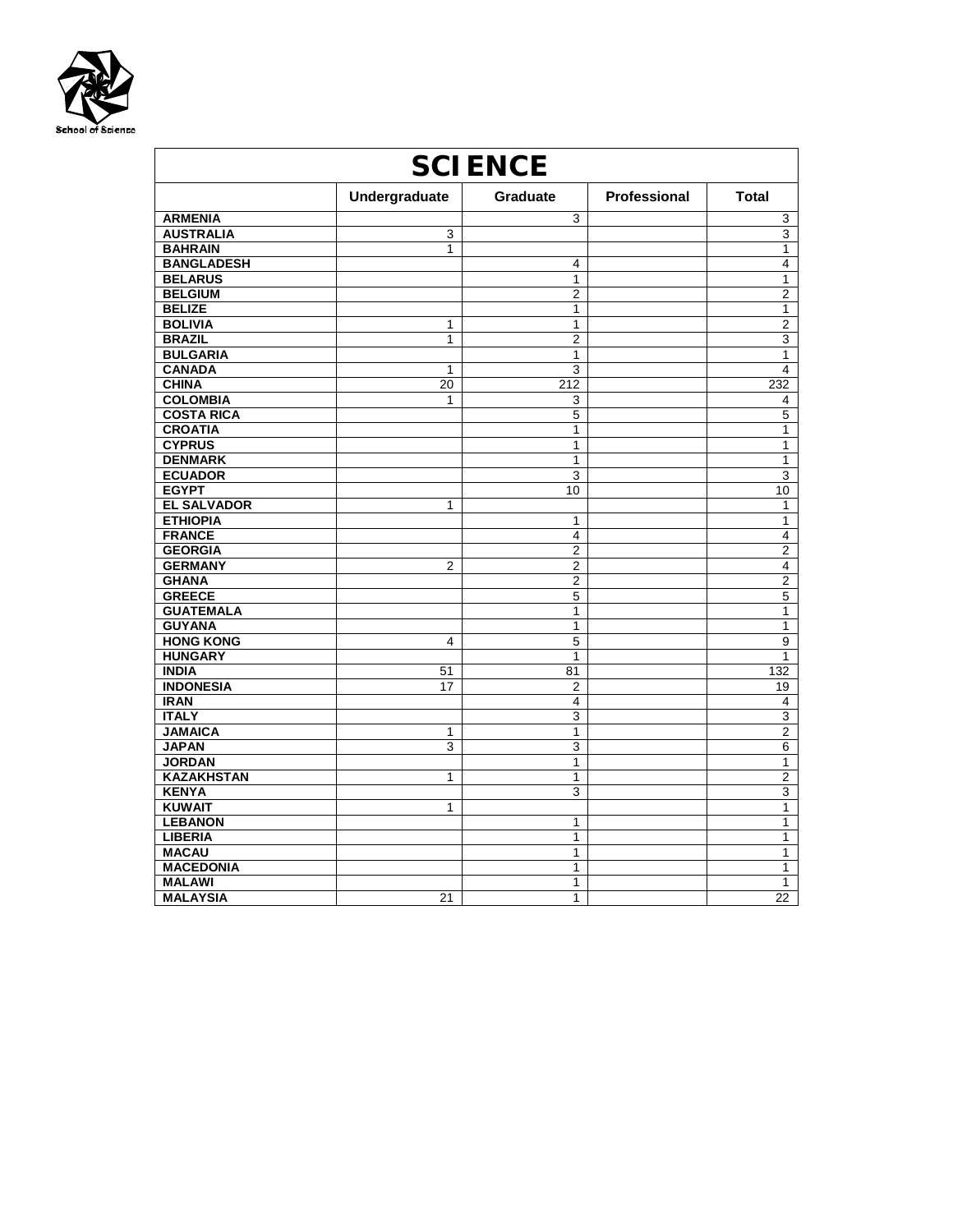School of Science

| SCIENCE | | | | |
|---|---|---|---|---|
| | Undergraduate | Graduate | Professional | Total |
| ARMENIA | | 3 | | 3 |
| AUSTRALIA | 3 | | | 3 |
| BAHRAIN | 1 | | | 1 |
| BANGLADESH | | 4 | | 4 |
| BELARUS | | 1 | | 1 |
| BELGIUM | | 2 | | 2 |
| BELIZE | | 1 | | 1 |
| BOLIVIA | 1 | 1 | | 2 |
| BRAZIL | 1 | 2 | | 3 |
| BULGARIA | | 1 | | 1 |
| CANADA | 1 | 3 | | 4 |
| CHINA | 20 | 212 | | 232 |
| COLOMBIA | 1 | 3 | | 4 |
| COSTA RICA | | 5 | | 5 |
| CROATIA | | 1 | | 1 |
| CYPRUS | | 1 | | 1 |
| DENMARK | | 1 | | 1 |
| ECUADOR | | 3 | | 3 |
| EGYPT | | 10 | | 10 |
| EL SALVADOR | 1 | | | 1 |
| ETHIOPIA | | 1 | | 1 |
| FRANCE | | 4 | | 4 |
| GEORGIA | | 2 | | 2 |
| GERMANY | 2 | 2 | | 4 |
| GHANA | | 2 | | 2 |
| GREECE | | 5 | | 5 |
| GUATEMALA | | 1 | | 1 |
| GUYANA | | 1 | | 1 |
| HONG KONG | 4 | 5 | | 9 |
| HUNGARY | | 1 | | 1 |
| INDIA | 51 | 81 | | 132 |
| INDONESIA | 17 | 2 | | 19 |
| IRAN | | 4 | | 4 |
| ITALY | | 3 | | 3 |
| JAMAICA | 1 | 1 | | 2 |
| JAPAN | 3 | 3 | | 6 |
| JORDAN | | 1 | | 1 |
| KAZAKHSTAN | 1 | 1 | | 2 |
| KENYA | | 3 | | 3 |
| KUWAIT | 1 | | | 1 |
| LEBANON | | 1 | | 1 |
| LIBERIA | | 1 | | 1 |
| MACAU | | 1 | | 1 |
| MACEDONIA | | 1 | | 1 |
| MALAWI | | 1 | | 1 |
| MALAYSIA | 21 | 1 | | 22 |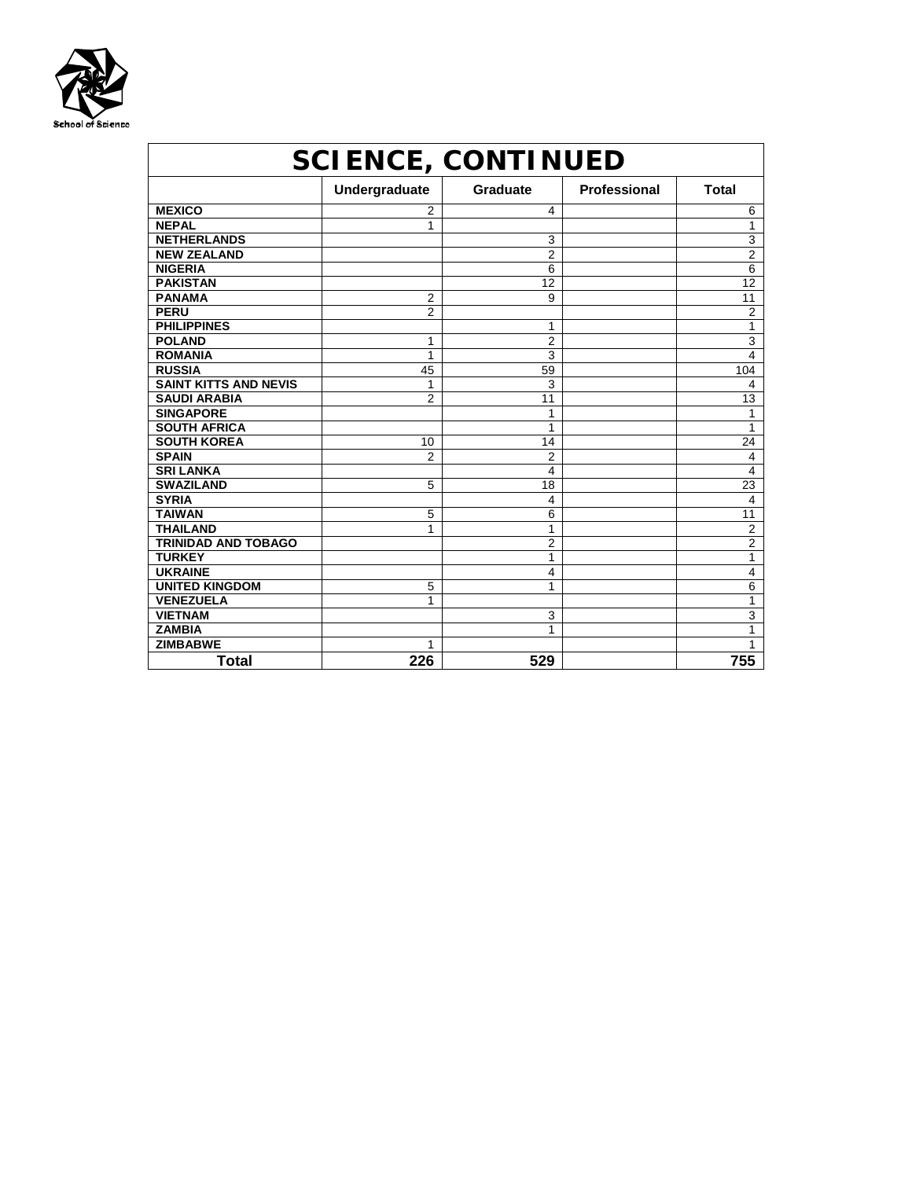School of Science

## SCIENCE, CONTINUED

| | Undergraduate | Graduate | Professional | Total |
|---|---|---|---|---|
| MEXICO | 2 | 4 | | 6 |
| NEPAL | 1 | | | 1 |
| NETHERLANDS | | 3 | | 3 |
| NEW ZEALAND | | 2 | | 2 |
| NIGERIA | | 6 | | 6 |
| PAKISTAN | | 12 | | 12 |
| PANAMA | 2 | 9 | | 11 |
| PERU | 2 | | | 2 |
| PHILIPPINES | | 1 | | 1 |
| POLAND | 1 | 2 | | 3 |
| ROMANIA | 1 | 3 | | 4 |
| RUSSIA | 45 | 59 | | 104 |
| SAINT KITTS AND NEVIS | 1 | 3 | | 4 |
| SAUDI ARABIA | 2 | 11 | | 13 |
| SINGAPORE | | 1 | | 1 |
| SOUTH AFRICA | | 1 | | 1 |
| SOUTH KOREA | 10 | 14 | | 24 |
| SPAIN | 2 | 2 | | 4 |
| SRI LANKA | | 4 | | 4 |
| SWAZILAND | 5 | 18 | | 23 |
| SYRIA | | 4 | | 4 |
| TAIWAN | 5 | 6 | | 11 |
| THAILAND | 1 | 1 | | 2 |
| TRINIDAD AND TOBAGO | | 2 | | 2 |
| TURKEY | | 1 | | 1 |
| UKRAINE | | 4 | | 4 |
| UNITED KINGDOM | 5 | 1 | | 6 |
| VENEZUELA | 1 | | | 1 |
| VIETNAM | | 3 | | 3 |
| ZAMBIA | | 1 | | 1 |
| ZIMBABWE | 1 | | | 1 |
| **Total** | **226** | **529** | | **755** |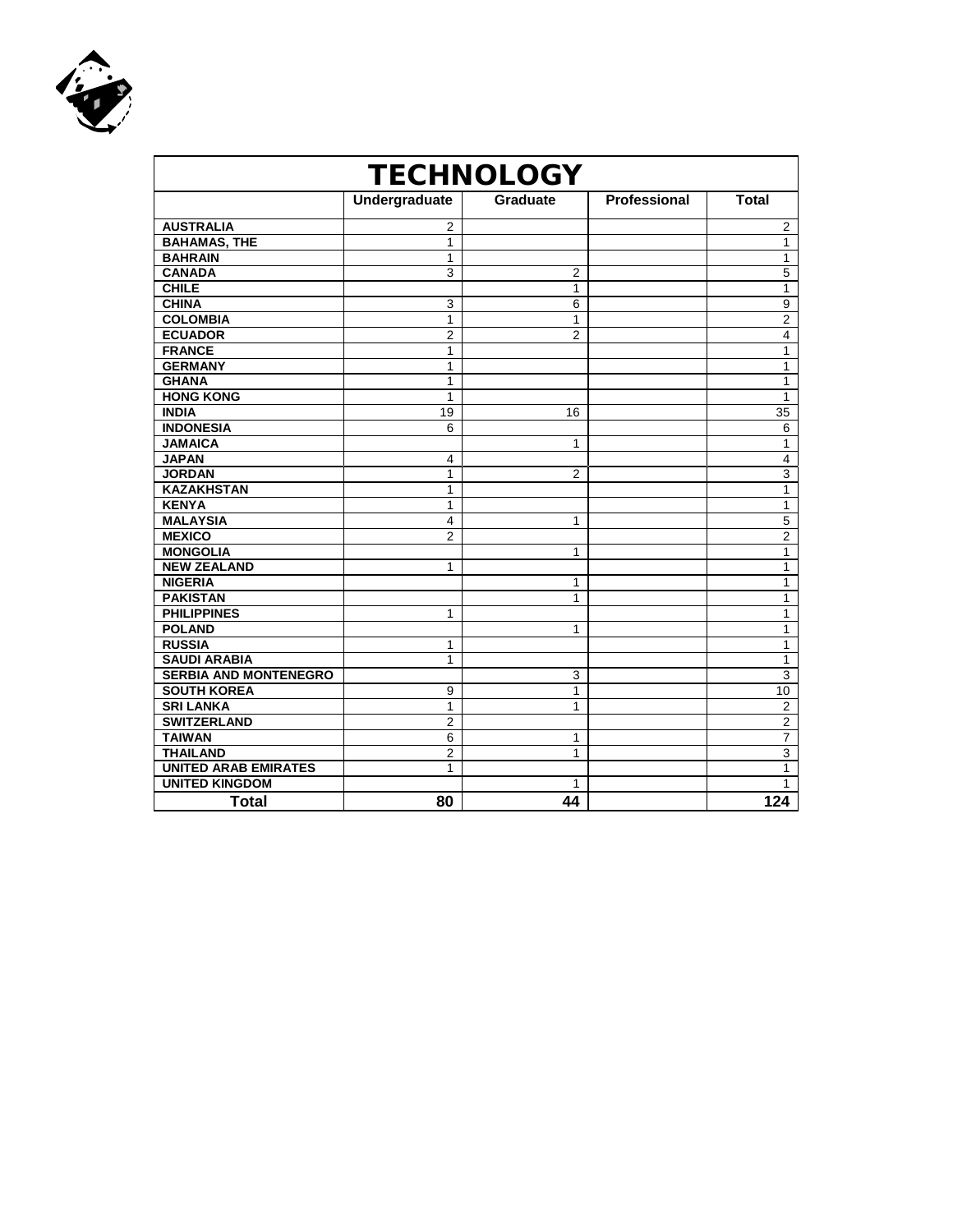## TECHNOLOGY

| | Undergraduate | Graduate | Professional | Total |
|---|---|---|---|---|
| **AUSTRALIA** | 2 | | | 2 |
| **BAHAMAS, THE** | 1 | | | 1 |
| **BAHRAIN** | 1 | | | 1 |
| **CANADA** | 3 | 2 | | 5 |
| **CHILE** | | 1 | | 1 |
| **CHINA** | 3 | 6 | | 9 |
| **COLOMBIA** | 1 | 1 | | 2 |
| **ECUADOR** | 2 | 2 | | 4 |
| **FRANCE** | 1 | | | 1 |
| **GERMANY** | 1 | | | 1 |
| **GHANA** | 1 | | | 1 |
| **HONG KONG** | 1 | | | 1 |
| **INDIA** | 19 | 16 | | 35 |
| **INDONESIA** | 6 | | | 6 |
| **JAMAICA** | | 1 | | 1 |
| **JAPAN** | 4 | | | 4 |
| **JORDAN** | 1 | 2 | | 3 |
| **KAZAKHSTAN** | 1 | | | 1 |
| **KENYA** | 1 | | | 1 |
| **MALAYSIA** | 4 | 1 | | 5 |
| **MEXICO** | 2 | | | 2 |
| **MONGOLIA** | | 1 | | 1 |
| **NEW ZEALAND** | 1 | | | 1 |
| **NIGERIA** | | 1 | | 1 |
| **PAKISTAN** | | 1 | | 1 |
| **PHILIPPINES** | 1 | | | 1 |
| **POLAND** | | 1 | | 1 |
| **RUSSIA** | 1 | | | 1 |
| **SAUDI ARABIA** | 1 | | | 1 |
| **SERBIA AND MONTENEGRO** | | 3 | | 3 |
| **SOUTH KOREA** | 9 | 1 | | 10 |
| **SRI LANKA** | 1 | 1 | | 2 |
| **SWITZERLAND** | 2 | | | 2 |
| **TAIWAN** | 6 | 1 | | 7 |
| **THAILAND** | 2 | 1 | | 3 |
| **UNITED ARAB EMIRATES** | 1 | | | 1 |
| **UNITED KINGDOM** | | 1 | | 1 |
| **Total** | **80** | **44** | | **124** |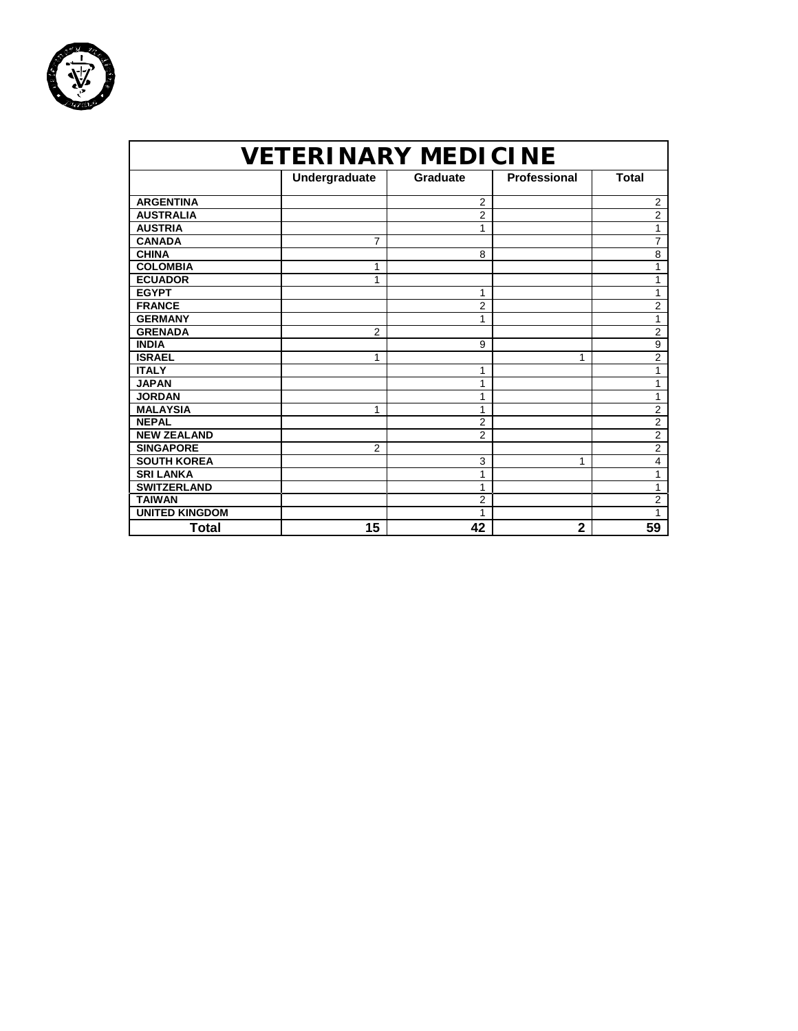| VETERINARY MEDICINE | | | | |
|---|---|---|---|---|
| | Undergraduate | Graduate | Professional | Total |
| ARGENTINA | | 2 | | 2 |
| AUSTRALIA | | 2 | | 2 |
| AUSTRIA | | 1 | | 1 |
| CANADA | 7 | | | 7 |
| CHINA | | 8 | | 8 |
| COLOMBIA | 1 | | | 1 |
| ECUADOR | 1 | | | 1 |
| EGYPT | | 1 | | 1 |
| FRANCE | | 2 | | 2 |
| GERMANY | | 1 | | 1 |
| GRENADA | 2 | | | 2 |
| INDIA | | 9 | | 9 |
| ISRAEL | 1 | | 1 | 2 |
| ITALY | | 1 | | 1 |
| JAPAN | | 1 | | 1 |
| JORDAN | | 1 | | 1 |
| MALAYSIA | 1 | 1 | | 2 |
| NEPAL | | 2 | | 2 |
| NEW ZEALAND | | 2 | | 2 |
| SINGAPORE | 2 | | | 2 |
| SOUTH KOREA | | 3 | 1 | 4 |
| SRI LANKA | | 1 | | 1 |
| SWITZERLAND | | 1 | | 1 |
| TAIWAN | | 2 | | 2 |
| UNITED KINGDOM | | 1 | | 1 |
| **Total** | **15** | **42** | **2** | **59** |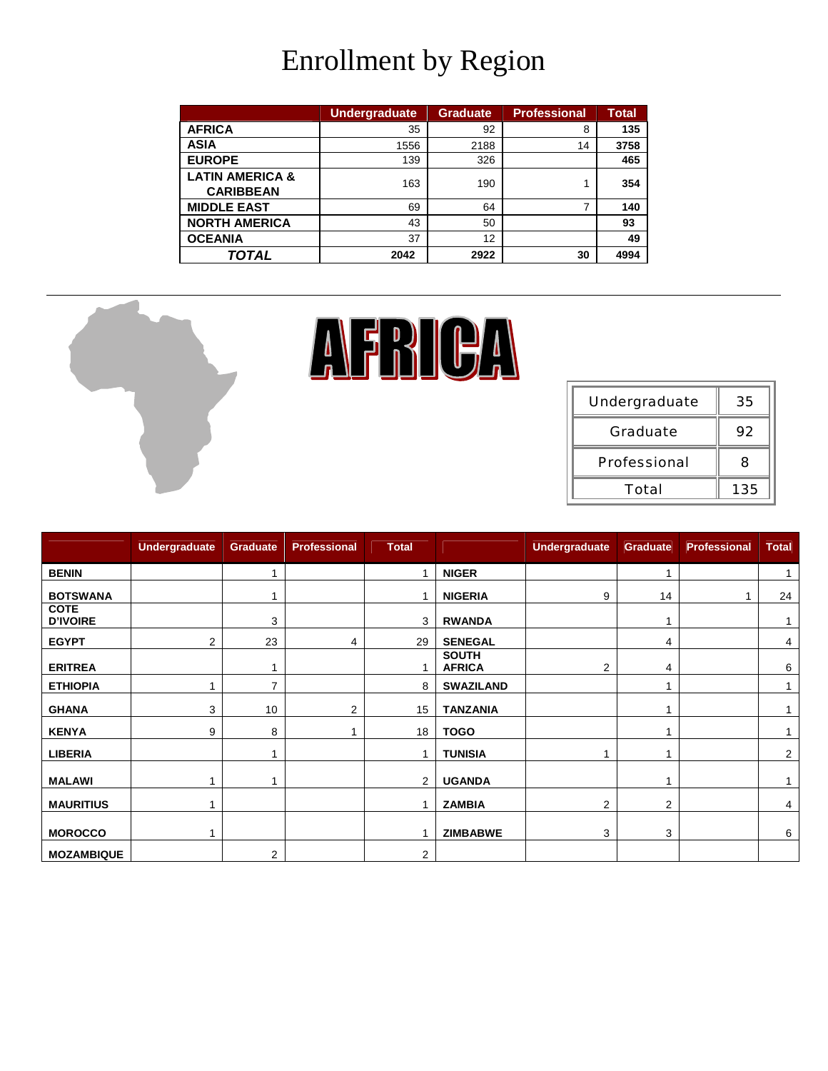# Enrollment by Region

| | Undergraduate | Graduate | Professional | Total |
|---|---|---|---|---|
| **AFRICA** | 35 | 92 | 8 | **135** |
| **ASIA** | 1556 | 2188 | 14 | **3758** |
| **EUROPE** | 139 | 326 | | **465** |
| **LATIN AMERICA & CARIBBEAN** | 163 | 190 | 1 | **354** |
| **MIDDLE EAST** | 69 | 64 | 7 | **140** |
| **NORTH AMERICA** | 43 | 50 | | **93** |
| **OCEANIA** | 37 | 12 | | **49** |
| ***TOTAL*** | **2042** | **2922** | **30** | **4994** |

---

# AFRICA

| | |
|---|---|
| Undergraduate | 35 |
| Graduate | 92 |
| Professional | 8 |
| Total | 135 |

| | Undergraduate | Graduate | Professional | Total | | Undergraduate | Graduate | Professional | Total |
|---|---|---|---|---|---|---|---|---|---|
| **BENIN** | | 1 | | 1 | **NIGER** | | 1 | | 1 |
| **BOTSWANA** | | 1 | | 1 | **NIGERIA** | 9 | 14 | 1 | 24 |
| **COTE D'IVOIRE** | | 3 | | 3 | **RWANDA** | | 1 | | 1 |
| **EGYPT** | 2 | 23 | 4 | 29 | **SENEGAL** | | 4 | | 4 |
| **ERITREA** | | 1 | | 1 | **SOUTH AFRICA** | 2 | 4 | | 6 |
| **ETHIOPIA** | 1 | 7 | | 8 | **SWAZILAND** | | 1 | | 1 |
| **GHANA** | 3 | 10 | 2 | 15 | **TANZANIA** | | 1 | | 1 |
| **KENYA** | 9 | 8 | 1 | 18 | **TOGO** | | 1 | | 1 |
| **LIBERIA** | | 1 | | 1 | **TUNISIA** | 1 | 1 | | 2 |
| **MALAWI** | 1 | 1 | | 2 | **UGANDA** | | 1 | | 1 |
| **MAURITIUS** | 1 | | | 1 | **ZAMBIA** | 2 | 2 | | 4 |
| **MOROCCO** | 1 | | | 1 | **ZIMBABWE** | 3 | 3 | | 6 |
| **MOZAMBIQUE** | | 2 | | 2 | | | | | |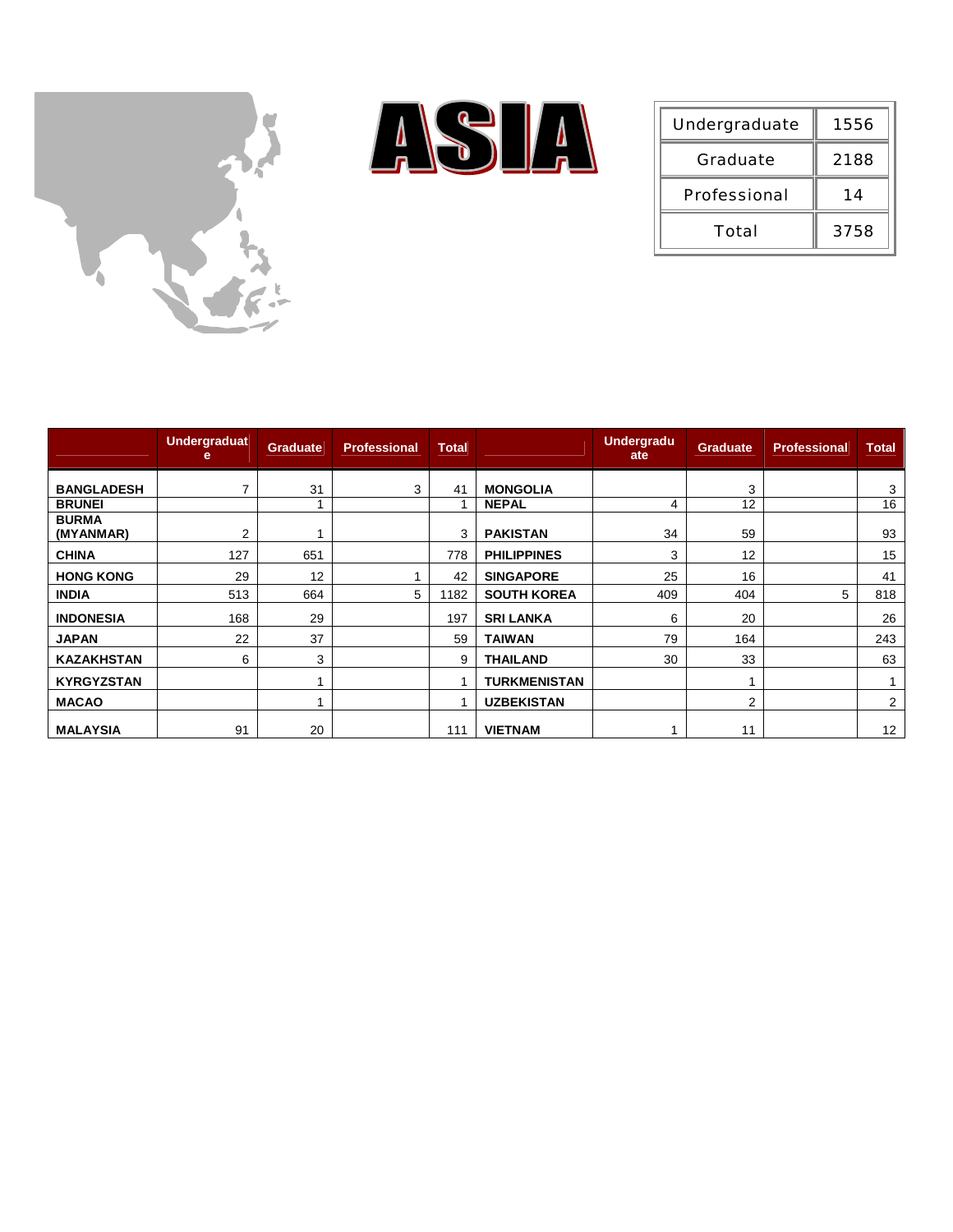# ASIA

| Undergraduate | 1556 |
|---|---|
| Graduate | 2188 |
| Professional | 14 |
| Total | 3758 |

| | Undergraduate | Graduate | Professional | Total | | Undergraduate | Graduate | Professional | Total |
|---|---|---|---|---|---|---|---|---|---|
| **BANGLADESH** | 7 | 31 | 3 | 41 | **MONGOLIA** | | 3 | | 3 |
| **BRUNEI** | | 1 | | 1 | **NEPAL** | 4 | 12 | | 16 |
| **BURMA (MYANMAR)** | 2 | 1 | | 3 | **PAKISTAN** | 34 | 59 | | 93 |
| **CHINA** | 127 | 651 | | 778 | **PHILIPPINES** | 3 | 12 | | 15 |
| **HONG KONG** | 29 | 12 | 1 | 42 | **SINGAPORE** | 25 | 16 | | 41 |
| **INDIA** | 513 | 664 | 5 | 1182 | **SOUTH KOREA** | 409 | 404 | 5 | 818 |
| **INDONESIA** | 168 | 29 | | 197 | **SRI LANKA** | 6 | 20 | | 26 |
| **JAPAN** | 22 | 37 | | 59 | **TAIWAN** | 79 | 164 | | 243 |
| **KAZAKHSTAN** | 6 | 3 | | 9 | **THAILAND** | 30 | 33 | | 63 |
| **KYRGYZSTAN** | | 1 | | 1 | **TURKMENISTAN** | | 1 | | 1 |
| **MACAO** | | 1 | | 1 | **UZBEKISTAN** | | 2 | | 2 |
| **MALAYSIA** | 91 | 20 | | 111 | **VIETNAM** | 1 | 11 | | 12 |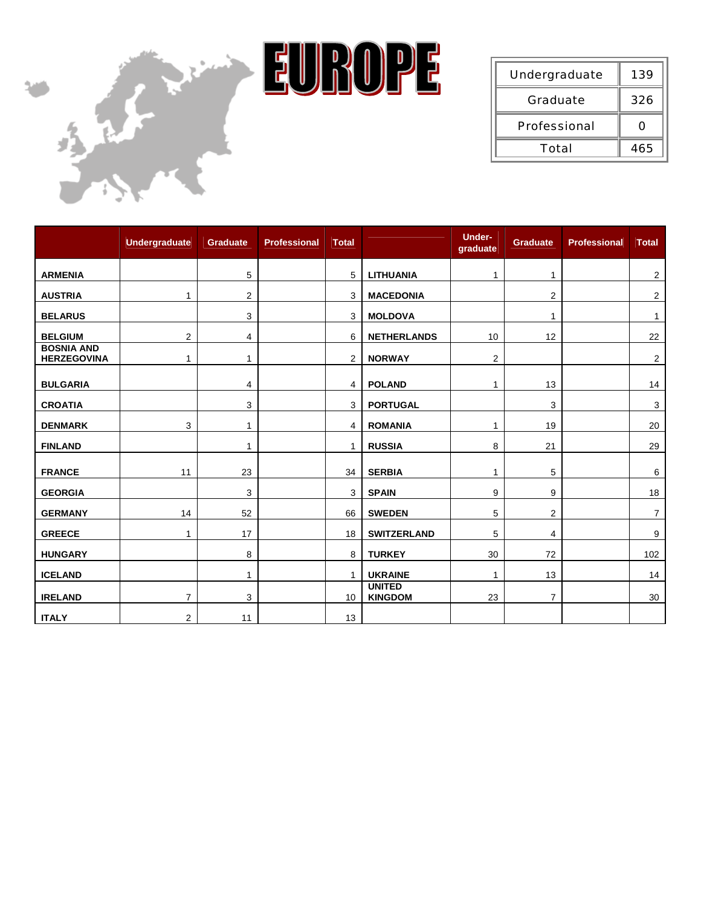# EUROPE

| Undergraduate | 139 |
|---|---|
| Graduate | 326 |
| Professional | 0 |
| Total | 465 |

| | Undergraduate | Graduate | Professional | Total | | Under-graduate | Graduate | Professional | Total |
|---|---|---|---|---|---|---|---|---|---|
| ARMENIA | | 5 | | 5 | LITHUANIA | 1 | 1 | | 2 |
| AUSTRIA | 1 | 2 | | 3 | MACEDONIA | | 2 | | 2 |
| BELARUS | | 3 | | 3 | MOLDOVA | | 1 | | 1 |
| BELGIUM | 2 | 4 | | 6 | NETHERLANDS | 10 | 12 | | 22 |
| BOSNIA AND HERZEGOVINA | 1 | 1 | | 2 | NORWAY | 2 | | | 2 |
| BULGARIA | | 4 | | 4 | POLAND | 1 | 13 | | 14 |
| CROATIA | | 3 | | 3 | PORTUGAL | | 3 | | 3 |
| DENMARK | 3 | 1 | | 4 | ROMANIA | 1 | 19 | | 20 |
| FINLAND | | 1 | | 1 | RUSSIA | 8 | 21 | | 29 |
| FRANCE | 11 | 23 | | 34 | SERBIA | 1 | 5 | | 6 |
| GEORGIA | | 3 | | 3 | SPAIN | 9 | 9 | | 18 |
| GERMANY | 14 | 52 | | 66 | SWEDEN | 5 | 2 | | 7 |
| GREECE | 1 | 17 | | 18 | SWITZERLAND | 5 | 4 | | 9 |
| HUNGARY | | 8 | | 8 | TURKEY | 30 | 72 | | 102 |
| ICELAND | | 1 | | 1 | UKRAINE | 1 | 13 | | 14 |
| IRELAND | 7 | 3 | | 10 | UNITED KINGDOM | 23 | 7 | | 30 |
| ITALY | 2 | 11 | | 13 | | | | | |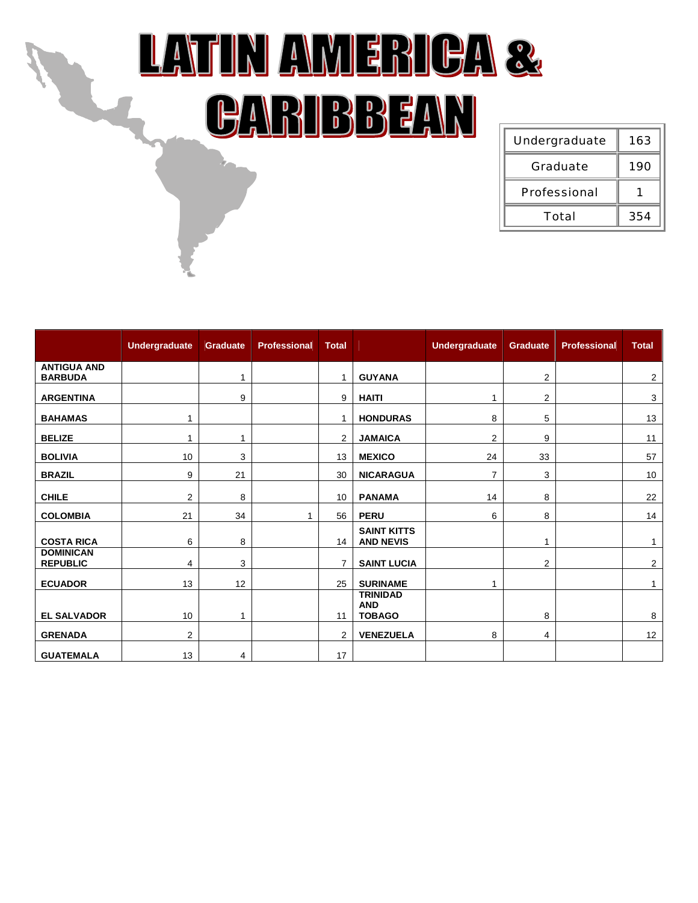# LATIN AMERICA & CARIBBEAN

| Undergraduate | 163 |
|---|---|
| Graduate | 190 |
| Professional | 1 |
| Total | 354 |

| | Undergraduate | Graduate | Professional | Total | | Undergraduate | Graduate | Professional | Total |
|---|---|---|---|---|---|---|---|---|---|
| **ANTIGUA AND BARBUDA** | | 1 | | 1 | **GUYANA** | | 2 | | 2 |
| **ARGENTINA** | | 9 | | 9 | **HAITI** | 1 | 2 | | 3 |
| **BAHAMAS** | 1 | | | 1 | **HONDURAS** | 8 | 5 | | 13 |
| **BELIZE** | 1 | 1 | | 2 | **JAMAICA** | 2 | 9 | | 11 |
| **BOLIVIA** | 10 | 3 | | 13 | **MEXICO** | 24 | 33 | | 57 |
| **BRAZIL** | 9 | 21 | | 30 | **NICARAGUA** | 7 | 3 | | 10 |
| **CHILE** | 2 | 8 | | 10 | **PANAMA** | 14 | 8 | | 22 |
| **COLOMBIA** | 21 | 34 | 1 | 56 | **PERU** | 6 | 8 | | 14 |
| **COSTA RICA** | 6 | 8 | | 14 | **SAINT KITTS AND NEVIS** | | 1 | | 1 |
| **DOMINICAN REPUBLIC** | 4 | 3 | | 7 | **SAINT LUCIA** | | 2 | | 2 |
| **ECUADOR** | 13 | 12 | | 25 | **SURINAME** | 1 | | | 1 |
| **EL SALVADOR** | 10 | 1 | | 11 | **TRINIDAD AND TOBAGO** | | 8 | | 8 |
| **GRENADA** | 2 | | | 2 | **VENEZUELA** | 8 | 4 | | 12 |
| **GUATEMALA** | 13 | 4 | | 17 | | | | | |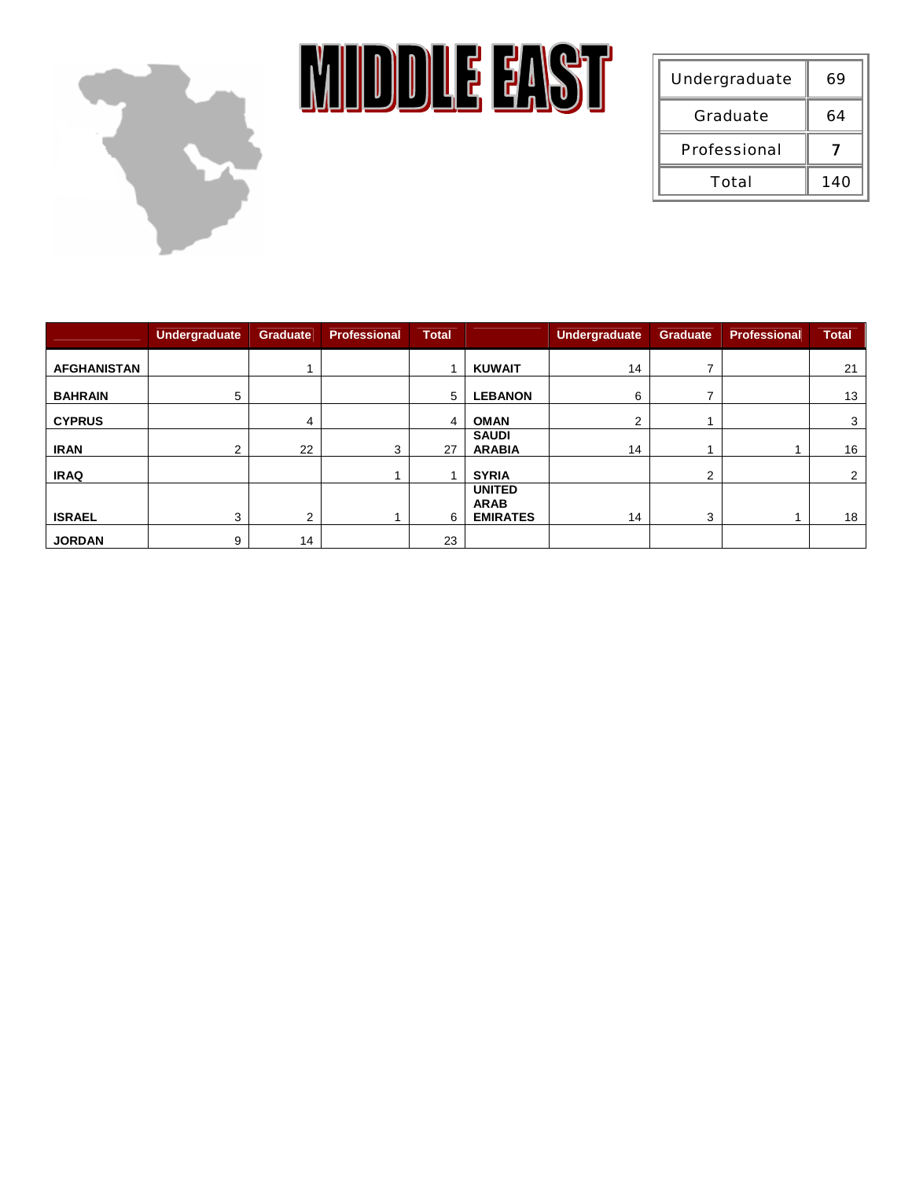# MIDDLE EAST

| Undergraduate | 69 |
|---|---|
| Graduate | 64 |
| Professional | 7 |
| Total | 140 |

| | Undergraduate | Graduate | Professional | Total | | Undergraduate | Graduate | Professional | Total |
|---|---|---|---|---|---|---|---|---|---|
| **AFGHANISTAN** | | 1 | | 1 | **KUWAIT** | 14 | 7 | | 21 |
| **BAHRAIN** | 5 | | | 5 | **LEBANON** | 6 | 7 | | 13 |
| **CYPRUS** | | 4 | | 4 | **OMAN** | 2 | 1 | | 3 |
| **IRAN** | 2 | 22 | 3 | 27 | **SAUDI ARABIA** | 14 | 1 | 1 | 16 |
| **IRAQ** | | | 1 | 1 | **SYRIA** | | 2 | | 2 |
| **ISRAEL** | 3 | 2 | 1 | 6 | **UNITED ARAB EMIRATES** | 14 | 3 | 1 | 18 |
| **JORDAN** | 9 | 14 | | 23 | | | | | |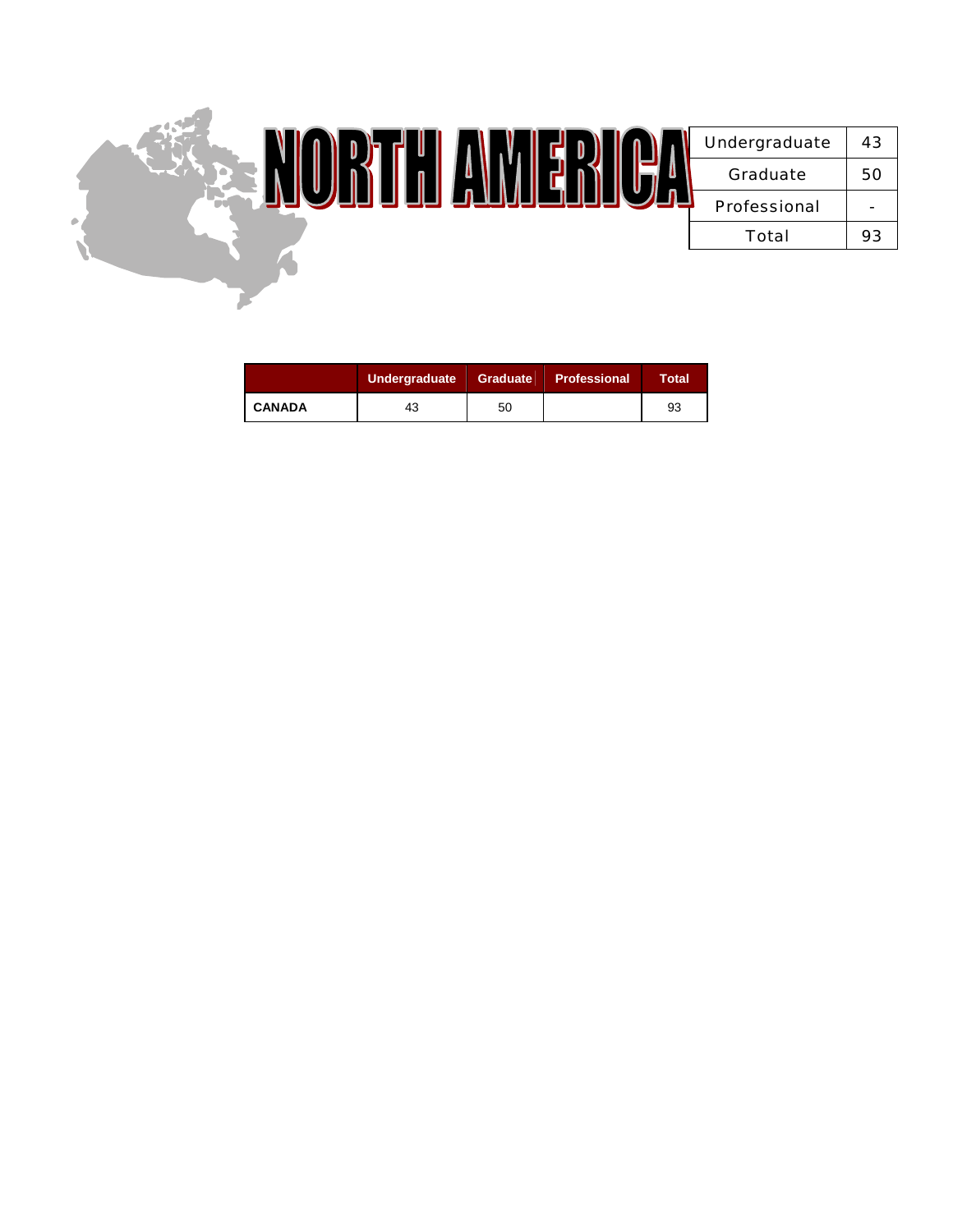# NORTH AMERICA

| Undergraduate | 43 |
|---|---|
| Graduate | 50 |
| Professional | - |
| Total | 93 |

| | Undergraduate | Graduate | Professional | Total |
|---|---|---|---|---|
| **CANADA** | 43 | 50 | | 93 |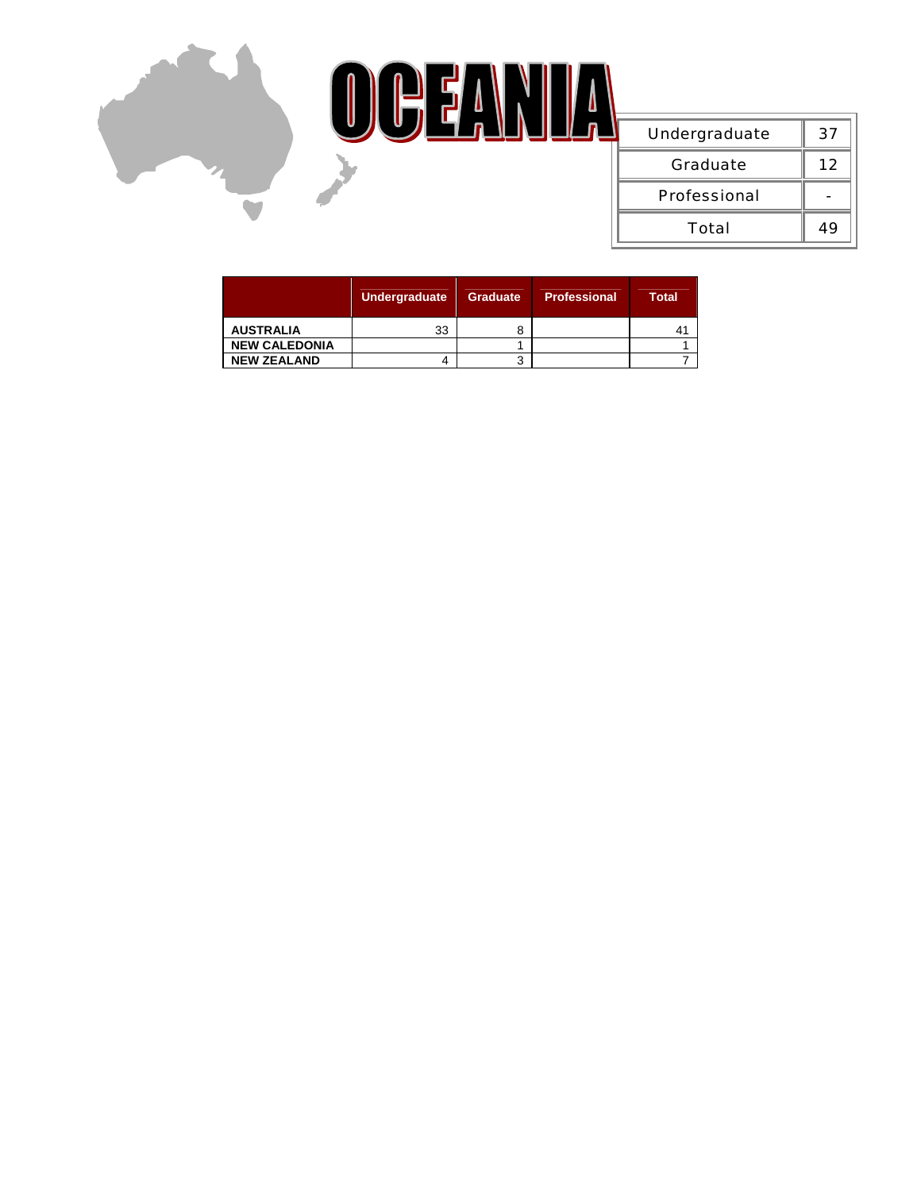# OCEANIA

| Undergraduate | 37 |
|---|---|
| Graduate | 12 |
| Professional | - |
| Total | 49 |

| | Undergraduate | Graduate | Professional | Total |
|---|---|---|---|---|
| AUSTRALIA | 33 | 8 | | 41 |
| NEW CALEDONIA | | 1 | | 1 |
| NEW ZEALAND | 4 | 3 | | 7 |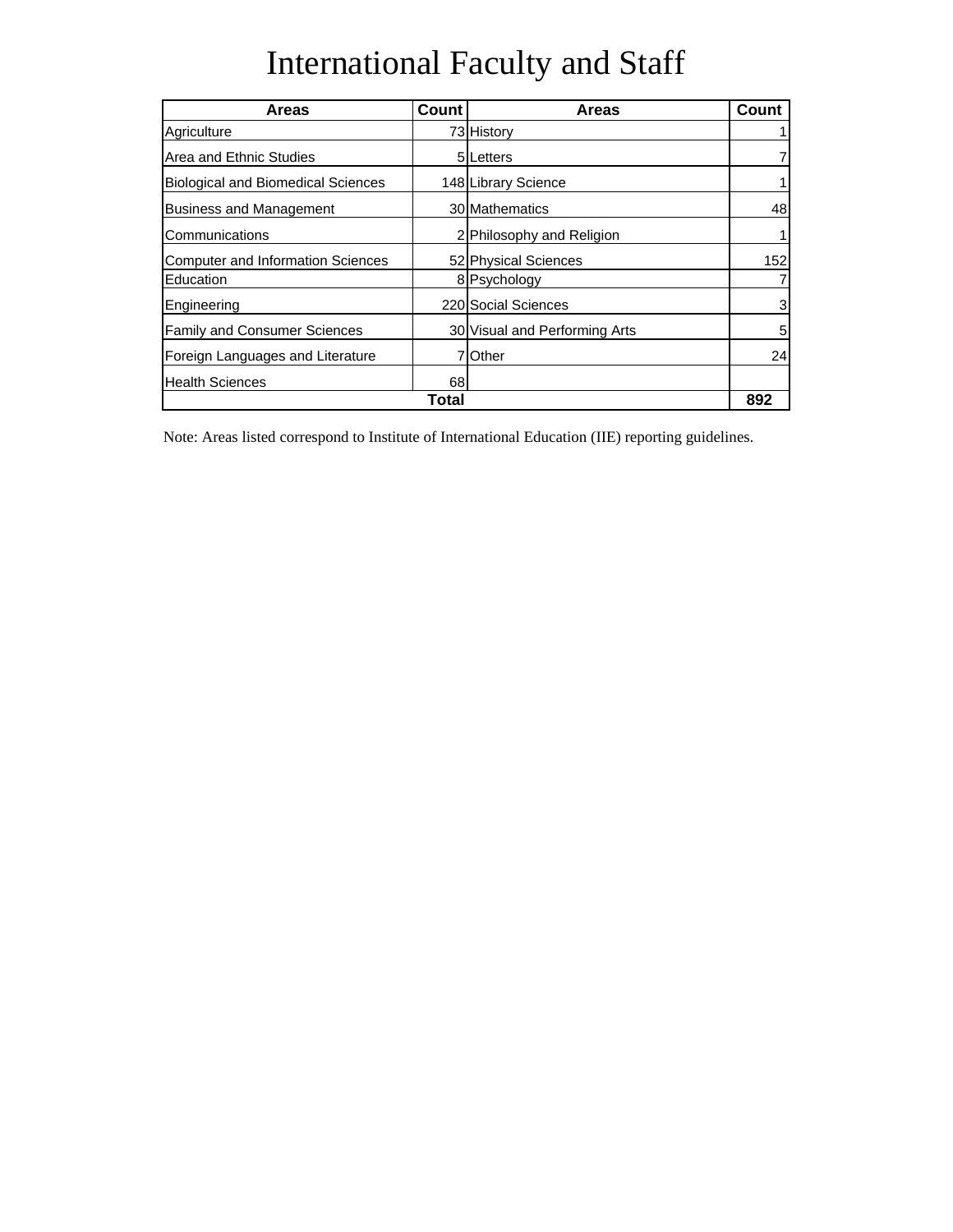# International Faculty and Staff

| Areas | Count | Areas | Count |
|---|---|---|---|
| Agriculture | 73 | History | 1 |
| Area and Ethnic Studies | 5 | Letters | 7 |
| Biological and Biomedical Sciences | 148 | Library Science | 1 |
| Business and Management | 30 | Mathematics | 48 |
| Communications | 2 | Philosophy and Religion | 1 |
| Computer and Information Sciences | 52 | Physical Sciences | 152 |
| Education | 8 | Psychology | 7 |
| Engineering | 220 | Social Sciences | 3 |
| Family and Consumer Sciences | 30 | Visual and Performing Arts | 5 |
| Foreign Languages and Literature | 7 | Other | 24 |
| Health Sciences | 68 | | |
| **Total** | | | **892** |

Note: Areas listed correspond to Institute of International Education (IIE) reporting guidelines.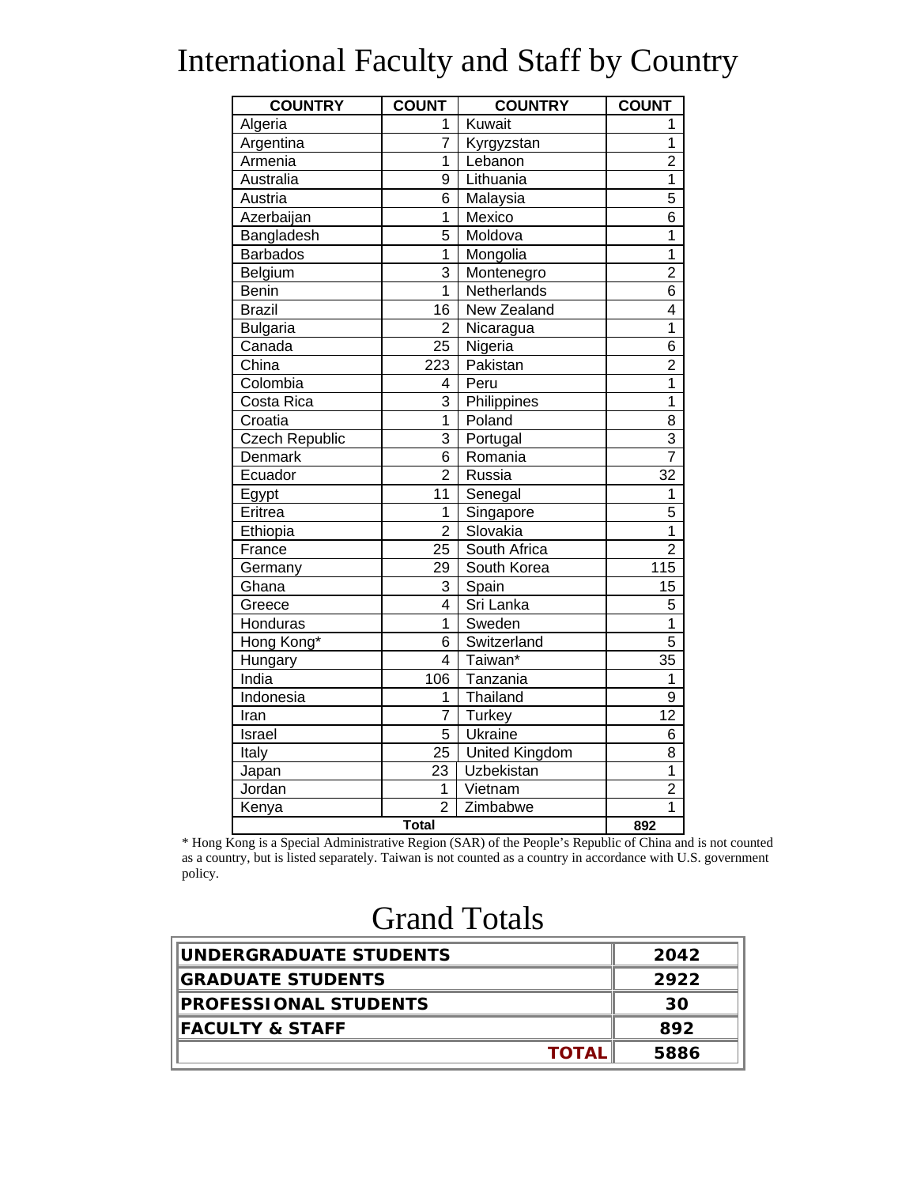# International Faculty and Staff by Country

| COUNTRY | COUNT | COUNTRY | COUNT |
|---|---|---|---|
| Algeria | 1 | Kuwait | 1 |
| Argentina | 7 | Kyrgyzstan | 1 |
| Armenia | 1 | Lebanon | 2 |
| Australia | 9 | Lithuania | 1 |
| Austria | 6 | Malaysia | 5 |
| Azerbaijan | 1 | Mexico | 6 |
| Bangladesh | 5 | Moldova | 1 |
| Barbados | 1 | Mongolia | 1 |
| Belgium | 3 | Montenegro | 2 |
| Benin | 1 | Netherlands | 6 |
| Brazil | 16 | New Zealand | 4 |
| Bulgaria | 2 | Nicaragua | 1 |
| Canada | 25 | Nigeria | 6 |
| China | 223 | Pakistan | 2 |
| Colombia | 4 | Peru | 1 |
| Costa Rica | 3 | Philippines | 1 |
| Croatia | 1 | Poland | 8 |
| Czech Republic | 3 | Portugal | 3 |
| Denmark | 6 | Romania | 7 |
| Ecuador | 2 | Russia | 32 |
| Egypt | 11 | Senegal | 1 |
| Eritrea | 1 | Singapore | 5 |
| Ethiopia | 2 | Slovakia | 1 |
| France | 25 | South Africa | 2 |
| Germany | 29 | South Korea | 115 |
| Ghana | 3 | Spain | 15 |
| Greece | 4 | Sri Lanka | 5 |
| Honduras | 1 | Sweden | 1 |
| Hong Kong* | 6 | Switzerland | 5 |
| Hungary | 4 | Taiwan* | 35 |
| India | 106 | Tanzania | 1 |
| Indonesia | 1 | Thailand | 9 |
| Iran | 7 | Turkey | 12 |
| Israel | 5 | Ukraine | 6 |
| Italy | 25 | United Kingdom | 8 |
| Japan | 23 | Uzbekistan | 1 |
| Jordan | 1 | Vietnam | 2 |
| Kenya | 2 | Zimbabwe | 1 |
| **Total** | | | **892** |

* Hong Kong is a Special Administrative Region (SAR) of the People's Republic of China and is not counted as a country, but is listed separately. Taiwan is not counted as a country in accordance with U.S. government policy.

# Grand Totals

| | |
|---|---|
| **UNDERGRADUATE STUDENTS** | **2042** |
| **GRADUATE STUDENTS** | **2922** |
| **PROFESSIONAL STUDENTS** | **30** |
| **FACULTY & STAFF** | **892** |
| **TOTAL** | **5886** |